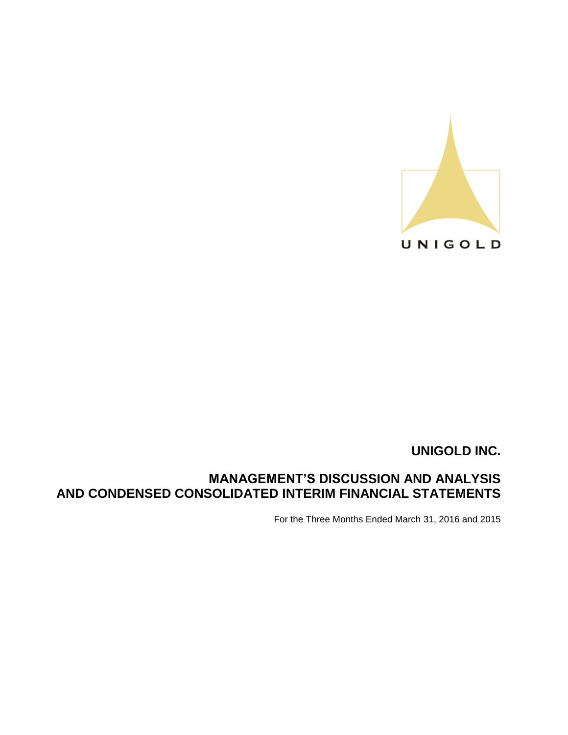UNIGOLD

# UNIGOLD INC.

## MANAGEMENT'S DISCUSSION AND ANALYSIS AND CONDENSED CONSOLIDATED INTERIM FINANCIAL STATEMENTS

For the Three Months Ended March 31, 2016 and 2015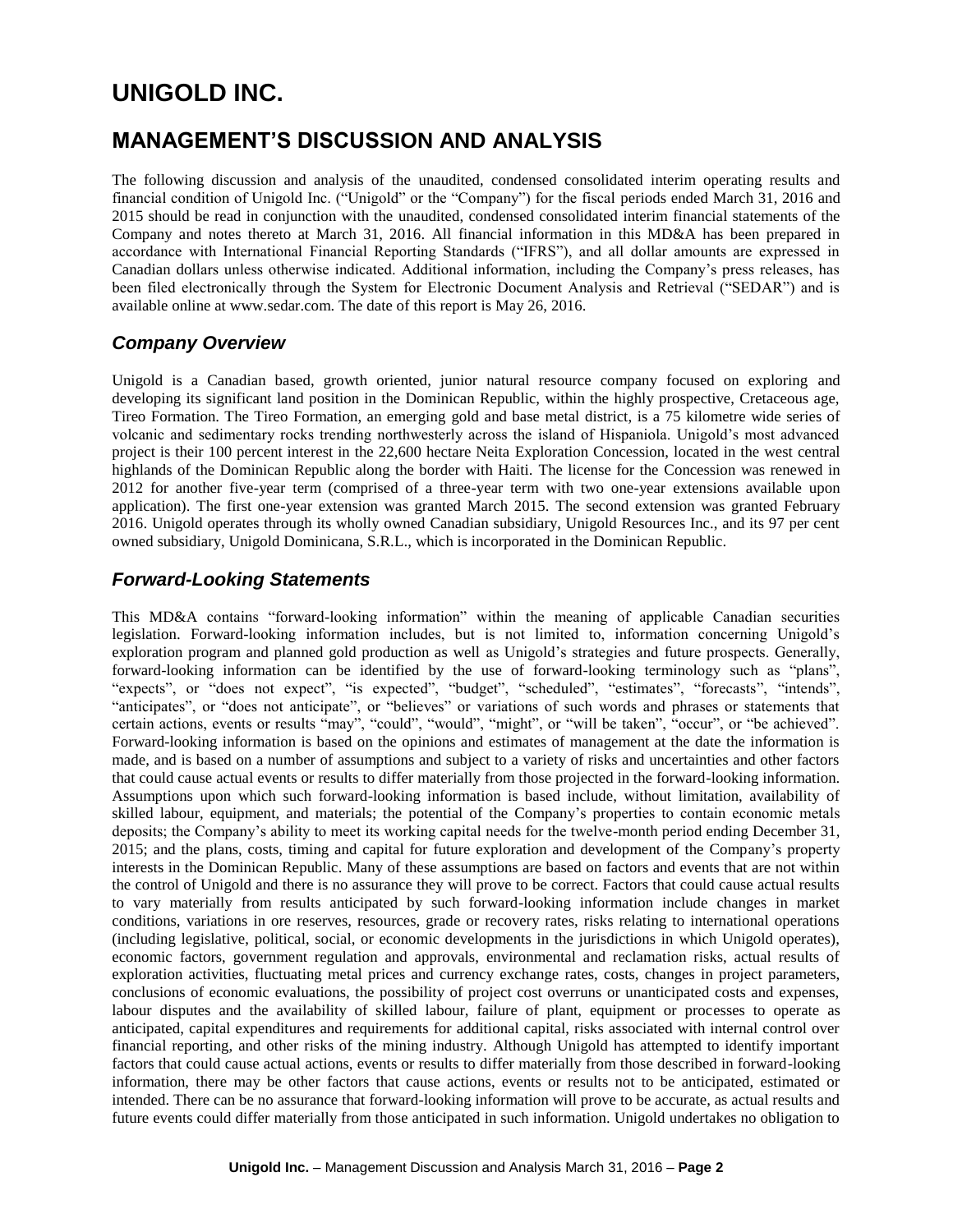# UNIGOLD INC.

## MANAGEMENT'S DISCUSSION AND ANALYSIS

The following discussion and analysis of the unaudited, condensed consolidated interim operating results and financial condition of Unigold Inc. ("Unigold" or the "Company") for the fiscal periods ended March 31, 2016 and 2015 should be read in conjunction with the unaudited, condensed consolidated interim financial statements of the Company and notes thereto at March 31, 2016. All financial information in this MD&A has been prepared in accordance with International Financial Reporting Standards ("IFRS"), and all dollar amounts are expressed in Canadian dollars unless otherwise indicated. Additional information, including the Company's press releases, has been filed electronically through the System for Electronic Document Analysis and Retrieval ("SEDAR") and is available online at www.sedar.com. The date of this report is May 26, 2016.

### *Company Overview*

Unigold is a Canadian based, growth oriented, junior natural resource company focused on exploring and developing its significant land position in the Dominican Republic, within the highly prospective, Cretaceous age, Tireo Formation. The Tireo Formation, an emerging gold and base metal district, is a 75 kilometre wide series of volcanic and sedimentary rocks trending northwesterly across the island of Hispaniola. Unigold's most advanced project is their 100 percent interest in the 22,600 hectare Neita Exploration Concession, located in the west central highlands of the Dominican Republic along the border with Haiti. The license for the Concession was renewed in 2012 for another five-year term (comprised of a three-year term with two one-year extensions available upon application). The first one-year extension was granted March 2015. The second extension was granted February 2016. Unigold operates through its wholly owned Canadian subsidiary, Unigold Resources Inc., and its 97 per cent owned subsidiary, Unigold Dominicana, S.R.L., which is incorporated in the Dominican Republic.

### *Forward-Looking Statements*

This MD&A contains "forward-looking information" within the meaning of applicable Canadian securities legislation. Forward-looking information includes, but is not limited to, information concerning Unigold's exploration program and planned gold production as well as Unigold's strategies and future prospects. Generally, forward-looking information can be identified by the use of forward-looking terminology such as "plans", "expects", or "does not expect", "is expected", "budget", "scheduled", "estimates", "forecasts", "intends", "anticipates", or "does not anticipate", or "believes" or variations of such words and phrases or statements that certain actions, events or results "may", "could", "would", "might", or "will be taken", "occur", or "be achieved". Forward-looking information is based on the opinions and estimates of management at the date the information is made, and is based on a number of assumptions and subject to a variety of risks and uncertainties and other factors that could cause actual events or results to differ materially from those projected in the forward-looking information. Assumptions upon which such forward-looking information is based include, without limitation, availability of skilled labour, equipment, and materials; the potential of the Company's properties to contain economic metals deposits; the Company's ability to meet its working capital needs for the twelve-month period ending December 31, 2015; and the plans, costs, timing and capital for future exploration and development of the Company's property interests in the Dominican Republic. Many of these assumptions are based on factors and events that are not within the control of Unigold and there is no assurance they will prove to be correct. Factors that could cause actual results to vary materially from results anticipated by such forward-looking information include changes in market conditions, variations in ore reserves, resources, grade or recovery rates, risks relating to international operations (including legislative, political, social, or economic developments in the jurisdictions in which Unigold operates), economic factors, government regulation and approvals, environmental and reclamation risks, actual results of exploration activities, fluctuating metal prices and currency exchange rates, costs, changes in project parameters, conclusions of economic evaluations, the possibility of project cost overruns or unanticipated costs and expenses, labour disputes and the availability of skilled labour, failure of plant, equipment or processes to operate as anticipated, capital expenditures and requirements for additional capital, risks associated with internal control over financial reporting, and other risks of the mining industry. Although Unigold has attempted to identify important factors that could cause actual actions, events or results to differ materially from those described in forward-looking information, there may be other factors that cause actions, events or results not to be anticipated, estimated or intended. There can be no assurance that forward-looking information will prove to be accurate, as actual results and future events could differ materially from those anticipated in such information. Unigold undertakes no obligation to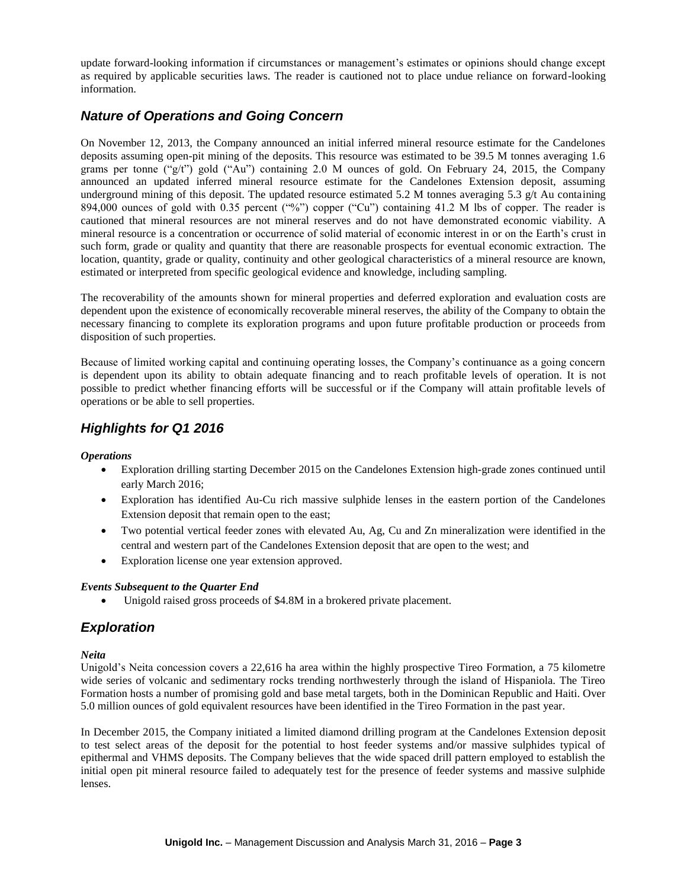update forward-looking information if circumstances or management's estimates or opinions should change except as required by applicable securities laws. The reader is cautioned not to place undue reliance on forward-looking information.

## *Nature of Operations and Going Concern*

On November 12, 2013, the Company announced an initial inferred mineral resource estimate for the Candelones deposits assuming open-pit mining of the deposits. This resource was estimated to be 39.5 M tonnes averaging 1.6 grams per tonne ("g/t") gold ("Au") containing 2.0 M ounces of gold. On February 24, 2015, the Company announced an updated inferred mineral resource estimate for the Candelones Extension deposit, assuming underground mining of this deposit. The updated resource estimated 5.2 M tonnes averaging 5.3 g/t Au containing 894,000 ounces of gold with 0.35 percent ("%") copper ("Cu") containing 41.2 M lbs of copper. The reader is cautioned that mineral resources are not mineral reserves and do not have demonstrated economic viability. A mineral resource is a concentration or occurrence of solid material of economic interest in or on the Earth's crust in such form, grade or quality and quantity that there are reasonable prospects for eventual economic extraction. The location, quantity, grade or quality, continuity and other geological characteristics of a mineral resource are known, estimated or interpreted from specific geological evidence and knowledge, including sampling.

The recoverability of the amounts shown for mineral properties and deferred exploration and evaluation costs are dependent upon the existence of economically recoverable mineral reserves, the ability of the Company to obtain the necessary financing to complete its exploration programs and upon future profitable production or proceeds from disposition of such properties.

Because of limited working capital and continuing operating losses, the Company's continuance as a going concern is dependent upon its ability to obtain adequate financing and to reach profitable levels of operation. It is not possible to predict whether financing efforts will be successful or if the Company will attain profitable levels of operations or be able to sell properties.

## *Highlights for Q1 2016*

***Operations***

- Exploration drilling starting December 2015 on the Candelones Extension high-grade zones continued until early March 2016;
- Exploration has identified Au-Cu rich massive sulphide lenses in the eastern portion of the Candelones Extension deposit that remain open to the east;
- Two potential vertical feeder zones with elevated Au, Ag, Cu and Zn mineralization were identified in the central and western part of the Candelones Extension deposit that are open to the west; and
- Exploration license one year extension approved.

***Events Subsequent to the Quarter End***

- Unigold raised gross proceeds of $4.8M in a brokered private placement.

## *Exploration*

***Neita***

Unigold's Neita concession covers a 22,616 ha area within the highly prospective Tireo Formation, a 75 kilometre wide series of volcanic and sedimentary rocks trending northwesterly through the island of Hispaniola. The Tireo Formation hosts a number of promising gold and base metal targets, both in the Dominican Republic and Haiti. Over 5.0 million ounces of gold equivalent resources have been identified in the Tireo Formation in the past year.

In December 2015, the Company initiated a limited diamond drilling program at the Candelones Extension deposit to test select areas of the deposit for the potential to host feeder systems and/or massive sulphides typical of epithermal and VHMS deposits. The Company believes that the wide spaced drill pattern employed to establish the initial open pit mineral resource failed to adequately test for the presence of feeder systems and massive sulphide lenses.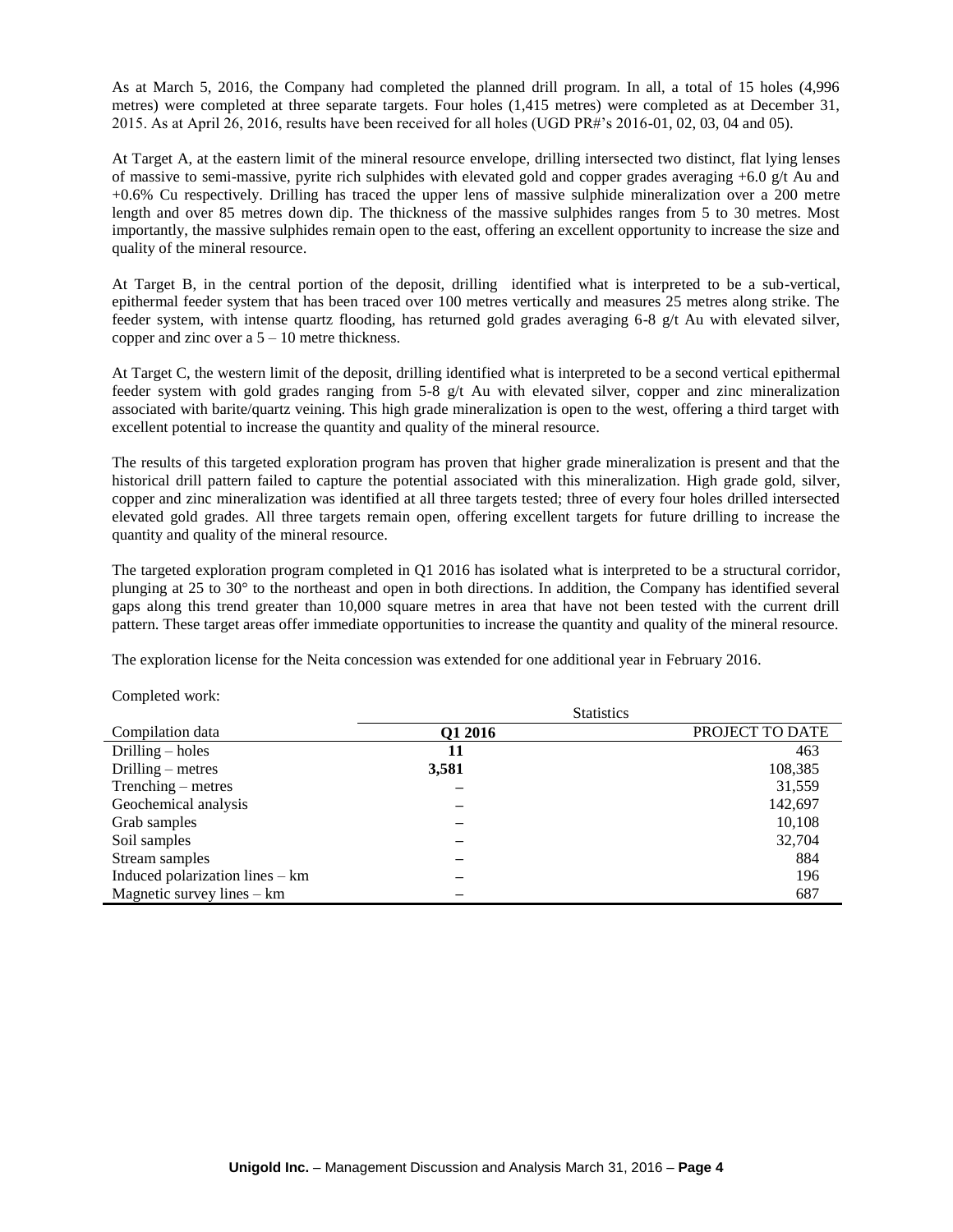As at March 5, 2016, the Company had completed the planned drill program. In all, a total of 15 holes (4,996 metres) were completed at three separate targets. Four holes (1,415 metres) were completed as at December 31, 2015. As at April 26, 2016, results have been received for all holes (UGD PR#'s 2016-01, 02, 03, 04 and 05).

At Target A, at the eastern limit of the mineral resource envelope, drilling intersected two distinct, flat lying lenses of massive to semi-massive, pyrite rich sulphides with elevated gold and copper grades averaging +6.0 g/t Au and +0.6% Cu respectively. Drilling has traced the upper lens of massive sulphide mineralization over a 200 metre length and over 85 metres down dip. The thickness of the massive sulphides ranges from 5 to 30 metres. Most importantly, the massive sulphides remain open to the east, offering an excellent opportunity to increase the size and quality of the mineral resource.

At Target B, in the central portion of the deposit, drilling identified what is interpreted to be a sub-vertical, epithermal feeder system that has been traced over 100 metres vertically and measures 25 metres along strike. The feeder system, with intense quartz flooding, has returned gold grades averaging 6-8 g/t Au with elevated silver, copper and zinc over a 5 – 10 metre thickness.

At Target C, the western limit of the deposit, drilling identified what is interpreted to be a second vertical epithermal feeder system with gold grades ranging from 5-8 g/t Au with elevated silver, copper and zinc mineralization associated with barite/quartz veining. This high grade mineralization is open to the west, offering a third target with excellent potential to increase the quantity and quality of the mineral resource.

The results of this targeted exploration program has proven that higher grade mineralization is present and that the historical drill pattern failed to capture the potential associated with this mineralization. High grade gold, silver, copper and zinc mineralization was identified at all three targets tested; three of every four holes drilled intersected elevated gold grades. All three targets remain open, offering excellent targets for future drilling to increase the quantity and quality of the mineral resource.

The targeted exploration program completed in Q1 2016 has isolated what is interpreted to be a structural corridor, plunging at 25 to 30° to the northeast and open in both directions. In addition, the Company has identified several gaps along this trend greater than 10,000 square metres in area that have not been tested with the current drill pattern. These target areas offer immediate opportunities to increase the quantity and quality of the mineral resource.

The exploration license for the Neita concession was extended for one additional year in February 2016.

Completed work:

| | Statistics | |
|---|---|---|
| Compilation data | **Q1 2016** | PROJECT TO DATE |
| Drilling – holes | **11** | 463 |
| Drilling – metres | **3,581** | 108,385 |
| Trenching – metres | – | 31,559 |
| Geochemical analysis | – | 142,697 |
| Grab samples | – | 10,108 |
| Soil samples | – | 32,704 |
| Stream samples | – | 884 |
| Induced polarization lines – km | – | 196 |
| Magnetic survey lines – km | – | 687 |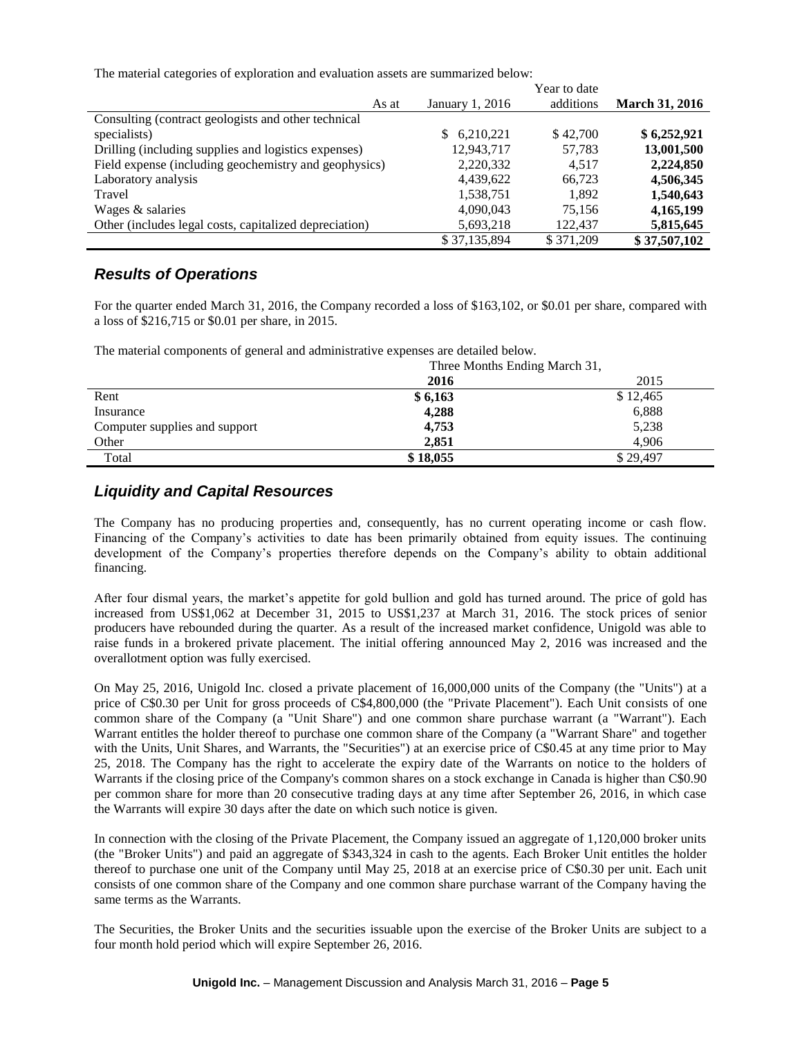The material categories of exploration and evaluation assets are summarized below:

| As at | January 1, 2016 | Year to date additions | **March 31, 2016** |
|---|---|---|---|
| Consulting (contract geologists and other technical specialists) | $ 6,210,221 | $ 42,700 | **$ 6,252,921** |
| Drilling (including supplies and logistics expenses) | 12,943,717 | 57,783 | **13,001,500** |
| Field expense (including geochemistry and geophysics) | 2,220,332 | 4,517 | **2,224,850** |
| Laboratory analysis | 4,439,622 | 66,723 | **4,506,345** |
| Travel | 1,538,751 | 1,892 | **1,540,643** |
| Wages & salaries | 4,090,043 | 75,156 | **4,165,199** |
| Other (includes legal costs, capitalized depreciation) | 5,693,218 | 122,437 | **5,815,645** |
| | $ 37,135,894 | $ 371,209 | **$ 37,507,102** |

## *Results of Operations*

For the quarter ended March 31, 2016, the Company recorded a loss of $163,102, or $0.01 per share, compared with a loss of $216,715 or $0.01 per share, in 2015.

The material components of general and administrative expenses are detailed below.

| | Three Months Ending March 31, | |
|---|---|---|
| | **2016** | 2015 |
| Rent | **$ 6,163** | $ 12,465 |
| Insurance | **4,288** | 6,888 |
| Computer supplies and support | **4,753** | 5,238 |
| Other | **2,851** | 4,906 |
| Total | **$ 18,055** | $ 29,497 |

## *Liquidity and Capital Resources*

The Company has no producing properties and, consequently, has no current operating income or cash flow. Financing of the Company's activities to date has been primarily obtained from equity issues. The continuing development of the Company's properties therefore depends on the Company's ability to obtain additional financing.

After four dismal years, the market's appetite for gold bullion and gold has turned around. The price of gold has increased from US$1,062 at December 31, 2015 to US$1,237 at March 31, 2016. The stock prices of senior producers have rebounded during the quarter. As a result of the increased market confidence, Unigold was able to raise funds in a brokered private placement. The initial offering announced May 2, 2016 was increased and the overallotment option was fully exercised.

On May 25, 2016, Unigold Inc. closed a private placement of 16,000,000 units of the Company (the "Units") at a price of C$0.30 per Unit for gross proceeds of C$4,800,000 (the "Private Placement"). Each Unit consists of one common share of the Company (a "Unit Share") and one common share purchase warrant (a "Warrant"). Each Warrant entitles the holder thereof to purchase one common share of the Company (a "Warrant Share" and together with the Units, Unit Shares, and Warrants, the "Securities") at an exercise price of C$0.45 at any time prior to May 25, 2018. The Company has the right to accelerate the expiry date of the Warrants on notice to the holders of Warrants if the closing price of the Company's common shares on a stock exchange in Canada is higher than C$0.90 per common share for more than 20 consecutive trading days at any time after September 26, 2016, in which case the Warrants will expire 30 days after the date on which such notice is given.

In connection with the closing of the Private Placement, the Company issued an aggregate of 1,120,000 broker units (the "Broker Units") and paid an aggregate of $343,324 in cash to the agents. Each Broker Unit entitles the holder thereof to purchase one unit of the Company until May 25, 2018 at an exercise price of C$0.30 per unit. Each unit consists of one common share of the Company and one common share purchase warrant of the Company having the same terms as the Warrants.

The Securities, the Broker Units and the securities issuable upon the exercise of the Broker Units are subject to a four month hold period which will expire September 26, 2016.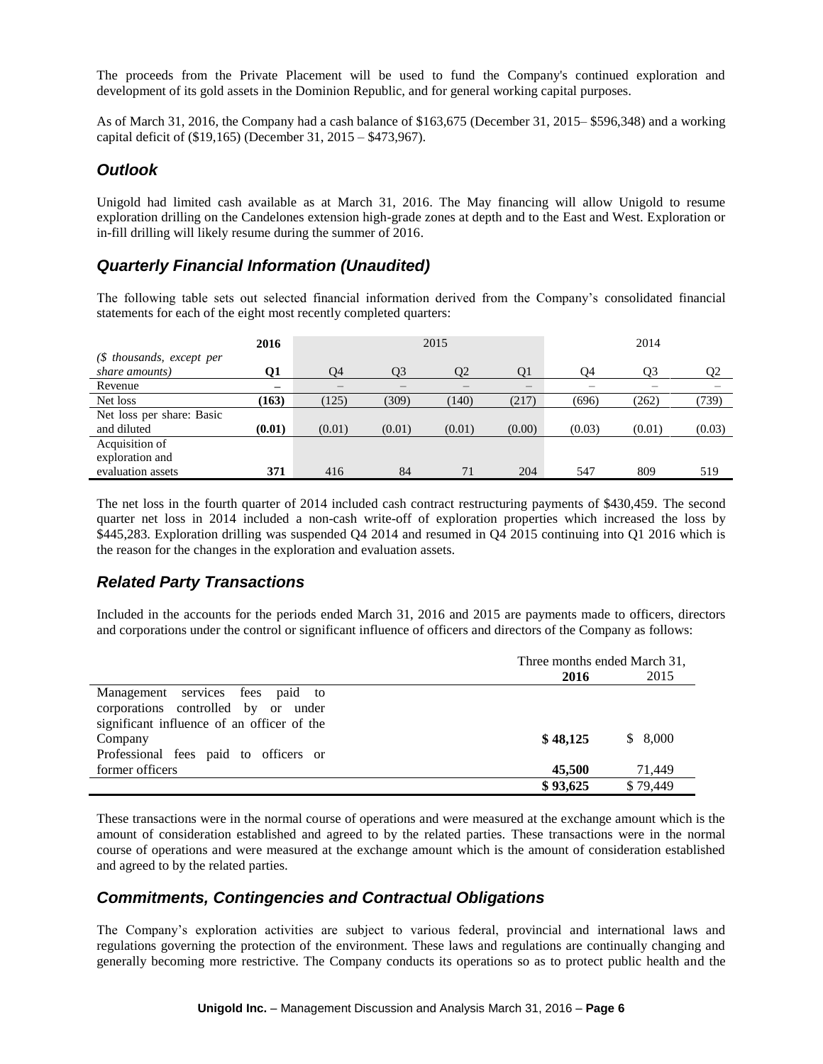The proceeds from the Private Placement will be used to fund the Company's continued exploration and development of its gold assets in the Dominion Republic, and for general working capital purposes.

As of March 31, 2016, the Company had a cash balance of $163,675 (December 31, 2015– $596,348) and a working capital deficit of ($19,165) (December 31, 2015 – $473,967).

## *Outlook*

Unigold had limited cash available as at March 31, 2016. The May financing will allow Unigold to resume exploration drilling on the Candelones extension high-grade zones at depth and to the East and West. Exploration or in-fill drilling will likely resume during the summer of 2016.

## *Quarterly Financial Information (Unaudited)*

The following table sets out selected financial information derived from the Company's consolidated financial statements for each of the eight most recently completed quarters:

| | **2016** | 2015 | | | | 2014 | | |
|---|---|---|---|---|---|---|---|---|
| *($ thousands, except per share amounts)* | **Q1** | Q4 | Q3 | Q2 | Q1 | Q4 | Q3 | Q2 |
| Revenue | **–** | – | – | – | – | – | – | – |
| Net loss | **(163)** | (125) | (309) | (140) | (217) | (696) | (262) | (739) |
| Net loss per share: Basic and diluted | **(0.01)** | (0.01) | (0.01) | (0.01) | (0.00) | (0.03) | (0.01) | (0.03) |
| Acquisition of exploration and evaluation assets | **371** | 416 | 84 | 71 | 204 | 547 | 809 | 519 |

The net loss in the fourth quarter of 2014 included cash contract restructuring payments of $430,459. The second quarter net loss in 2014 included a non-cash write-off of exploration properties which increased the loss by $445,283. Exploration drilling was suspended Q4 2014 and resumed in Q4 2015 continuing into Q1 2016 which is the reason for the changes in the exploration and evaluation assets.

## *Related Party Transactions*

Included in the accounts for the periods ended March 31, 2016 and 2015 are payments made to officers, directors and corporations under the control or significant influence of officers and directors of the Company as follows:

| | Three months ended March 31, | |
|---|---|---|
| | **2016** | 2015 |
| Management services fees paid to corporations controlled by or under significant influence of an officer of the Company | **$ 48,125** | $ 8,000 |
| Professional fees paid to officers or former officers | **45,500** | 71,449 |
| | **$ 93,625** | $ 79,449 |

These transactions were in the normal course of operations and were measured at the exchange amount which is the amount of consideration established and agreed to by the related parties. These transactions were in the normal course of operations and were measured at the exchange amount which is the amount of consideration established and agreed to by the related parties.

## *Commitments, Contingencies and Contractual Obligations*

The Company's exploration activities are subject to various federal, provincial and international laws and regulations governing the protection of the environment. These laws and regulations are continually changing and generally becoming more restrictive. The Company conducts its operations so as to protect public health and the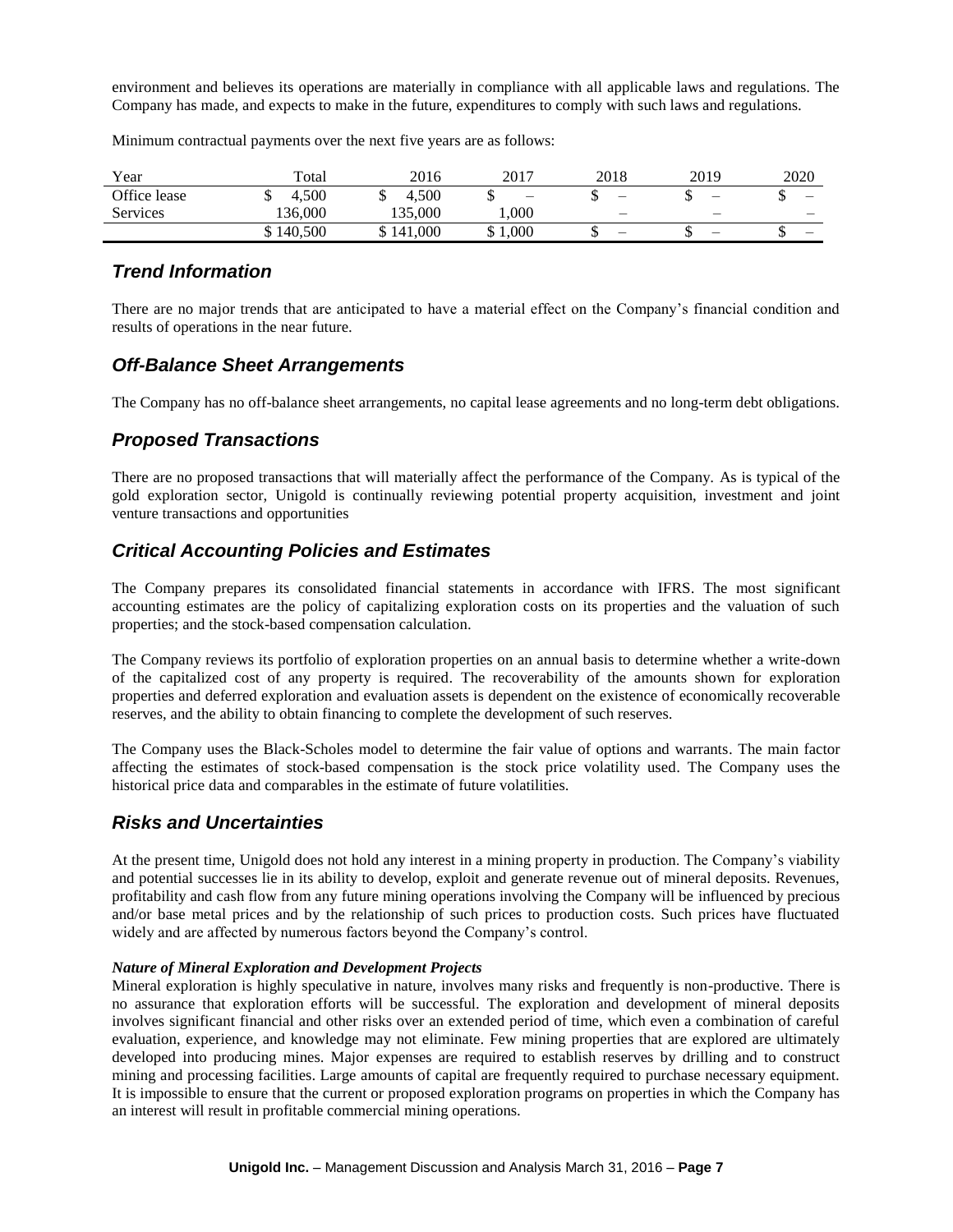environment and believes its operations are materially in compliance with all applicable laws and regulations. The Company has made, and expects to make in the future, expenditures to comply with such laws and regulations.

Minimum contractual payments over the next five years are as follows:

| Year | Total | 2016 | 2017 | 2018 | 2019 | 2020 |
|---|---|---|---|---|---|---|
| Office lease | $ 4,500 | $ 4,500 | $ – | $ – | $ – | $ – |
| Services | 136,000 | 135,000 | 1,000 | – | – | – |
| | $ 140,500 | $ 141,000 | $ 1,000 | $ – | $ – | $ – |

## *Trend Information*

There are no major trends that are anticipated to have a material effect on the Company's financial condition and results of operations in the near future.

## *Off-Balance Sheet Arrangements*

The Company has no off-balance sheet arrangements, no capital lease agreements and no long-term debt obligations.

## *Proposed Transactions*

There are no proposed transactions that will materially affect the performance of the Company. As is typical of the gold exploration sector, Unigold is continually reviewing potential property acquisition, investment and joint venture transactions and opportunities

## *Critical Accounting Policies and Estimates*

The Company prepares its consolidated financial statements in accordance with IFRS. The most significant accounting estimates are the policy of capitalizing exploration costs on its properties and the valuation of such properties; and the stock-based compensation calculation.

The Company reviews its portfolio of exploration properties on an annual basis to determine whether a write-down of the capitalized cost of any property is required. The recoverability of the amounts shown for exploration properties and deferred exploration and evaluation assets is dependent on the existence of economically recoverable reserves, and the ability to obtain financing to complete the development of such reserves.

The Company uses the Black-Scholes model to determine the fair value of options and warrants. The main factor affecting the estimates of stock-based compensation is the stock price volatility used. The Company uses the historical price data and comparables in the estimate of future volatilities.

## *Risks and Uncertainties*

At the present time, Unigold does not hold any interest in a mining property in production. The Company's viability and potential successes lie in its ability to develop, exploit and generate revenue out of mineral deposits. Revenues, profitability and cash flow from any future mining operations involving the Company will be influenced by precious and/or base metal prices and by the relationship of such prices to production costs. Such prices have fluctuated widely and are affected by numerous factors beyond the Company's control.

***Nature of Mineral Exploration and Development Projects***

Mineral exploration is highly speculative in nature, involves many risks and frequently is non-productive. There is no assurance that exploration efforts will be successful. The exploration and development of mineral deposits involves significant financial and other risks over an extended period of time, which even a combination of careful evaluation, experience, and knowledge may not eliminate. Few mining properties that are explored are ultimately developed into producing mines. Major expenses are required to establish reserves by drilling and to construct mining and processing facilities. Large amounts of capital are frequently required to purchase necessary equipment. It is impossible to ensure that the current or proposed exploration programs on properties in which the Company has an interest will result in profitable commercial mining operations.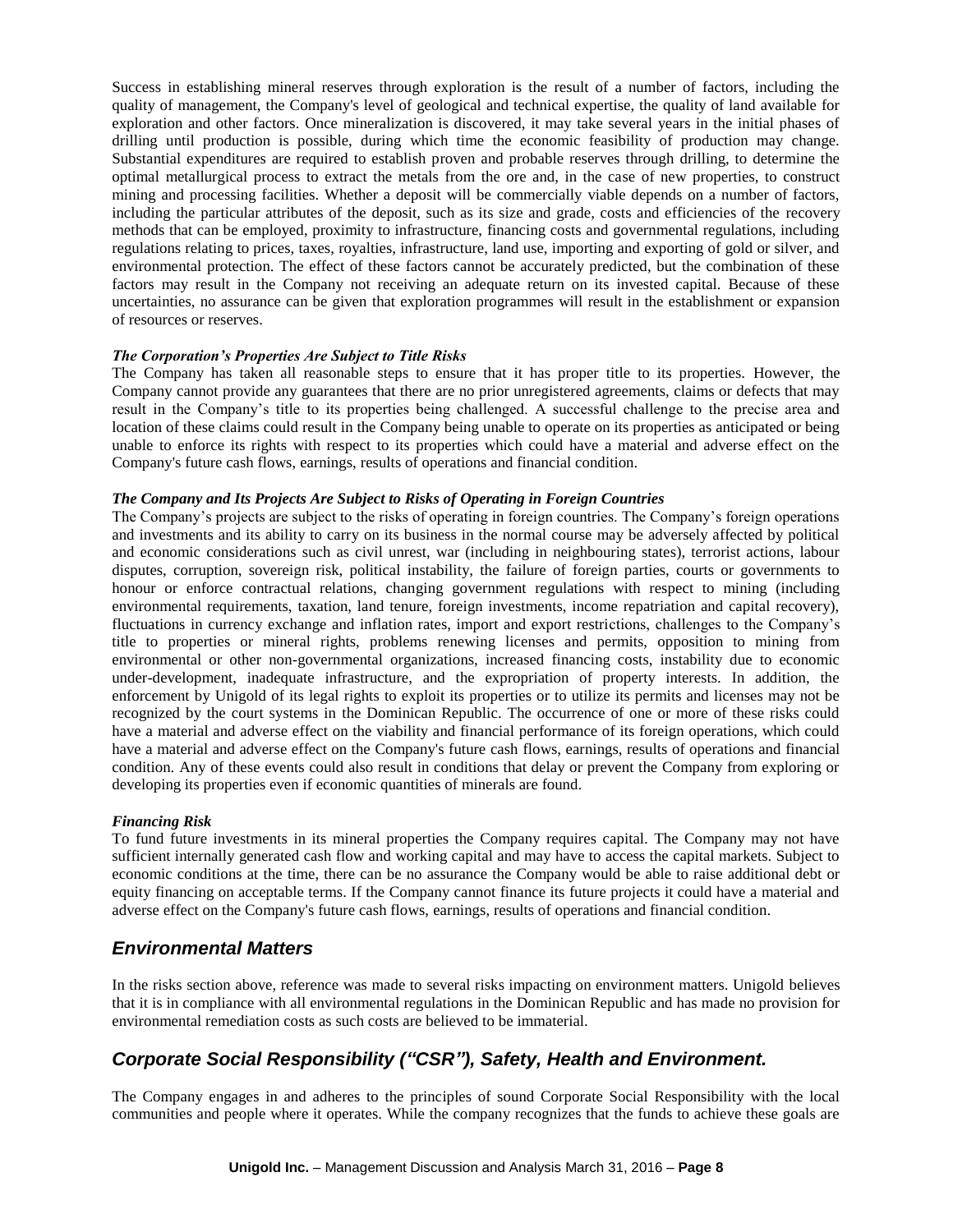Success in establishing mineral reserves through exploration is the result of a number of factors, including the quality of management, the Company's level of geological and technical expertise, the quality of land available for exploration and other factors. Once mineralization is discovered, it may take several years in the initial phases of drilling until production is possible, during which time the economic feasibility of production may change. Substantial expenditures are required to establish proven and probable reserves through drilling, to determine the optimal metallurgical process to extract the metals from the ore and, in the case of new properties, to construct mining and processing facilities. Whether a deposit will be commercially viable depends on a number of factors, including the particular attributes of the deposit, such as its size and grade, costs and efficiencies of the recovery methods that can be employed, proximity to infrastructure, financing costs and governmental regulations, including regulations relating to prices, taxes, royalties, infrastructure, land use, importing and exporting of gold or silver, and environmental protection. The effect of these factors cannot be accurately predicted, but the combination of these factors may result in the Company not receiving an adequate return on its invested capital. Because of these uncertainties, no assurance can be given that exploration programmes will result in the establishment or expansion of resources or reserves.

***The Corporation's Properties Are Subject to Title Risks***

The Company has taken all reasonable steps to ensure that it has proper title to its properties. However, the Company cannot provide any guarantees that there are no prior unregistered agreements, claims or defects that may result in the Company's title to its properties being challenged. A successful challenge to the precise area and location of these claims could result in the Company being unable to operate on its properties as anticipated or being unable to enforce its rights with respect to its properties which could have a material and adverse effect on the Company's future cash flows, earnings, results of operations and financial condition.

***The Company and Its Projects Are Subject to Risks of Operating in Foreign Countries***

The Company's projects are subject to the risks of operating in foreign countries. The Company's foreign operations and investments and its ability to carry on its business in the normal course may be adversely affected by political and economic considerations such as civil unrest, war (including in neighbouring states), terrorist actions, labour disputes, corruption, sovereign risk, political instability, the failure of foreign parties, courts or governments to honour or enforce contractual relations, changing government regulations with respect to mining (including environmental requirements, taxation, land tenure, foreign investments, income repatriation and capital recovery), fluctuations in currency exchange and inflation rates, import and export restrictions, challenges to the Company's title to properties or mineral rights, problems renewing licenses and permits, opposition to mining from environmental or other non-governmental organizations, increased financing costs, instability due to economic under-development, inadequate infrastructure, and the expropriation of property interests. In addition, the enforcement by Unigold of its legal rights to exploit its properties or to utilize its permits and licenses may not be recognized by the court systems in the Dominican Republic. The occurrence of one or more of these risks could have a material and adverse effect on the viability and financial performance of its foreign operations, which could have a material and adverse effect on the Company's future cash flows, earnings, results of operations and financial condition. Any of these events could also result in conditions that delay or prevent the Company from exploring or developing its properties even if economic quantities of minerals are found.

***Financing Risk***

To fund future investments in its mineral properties the Company requires capital. The Company may not have sufficient internally generated cash flow and working capital and may have to access the capital markets. Subject to economic conditions at the time, there can be no assurance the Company would be able to raise additional debt or equity financing on acceptable terms. If the Company cannot finance its future projects it could have a material and adverse effect on the Company's future cash flows, earnings, results of operations and financial condition.

## *Environmental Matters*

In the risks section above, reference was made to several risks impacting on environment matters. Unigold believes that it is in compliance with all environmental regulations in the Dominican Republic and has made no provision for environmental remediation costs as such costs are believed to be immaterial.

## *Corporate Social Responsibility ("CSR"), Safety, Health and Environment.*

The Company engages in and adheres to the principles of sound Corporate Social Responsibility with the local communities and people where it operates. While the company recognizes that the funds to achieve these goals are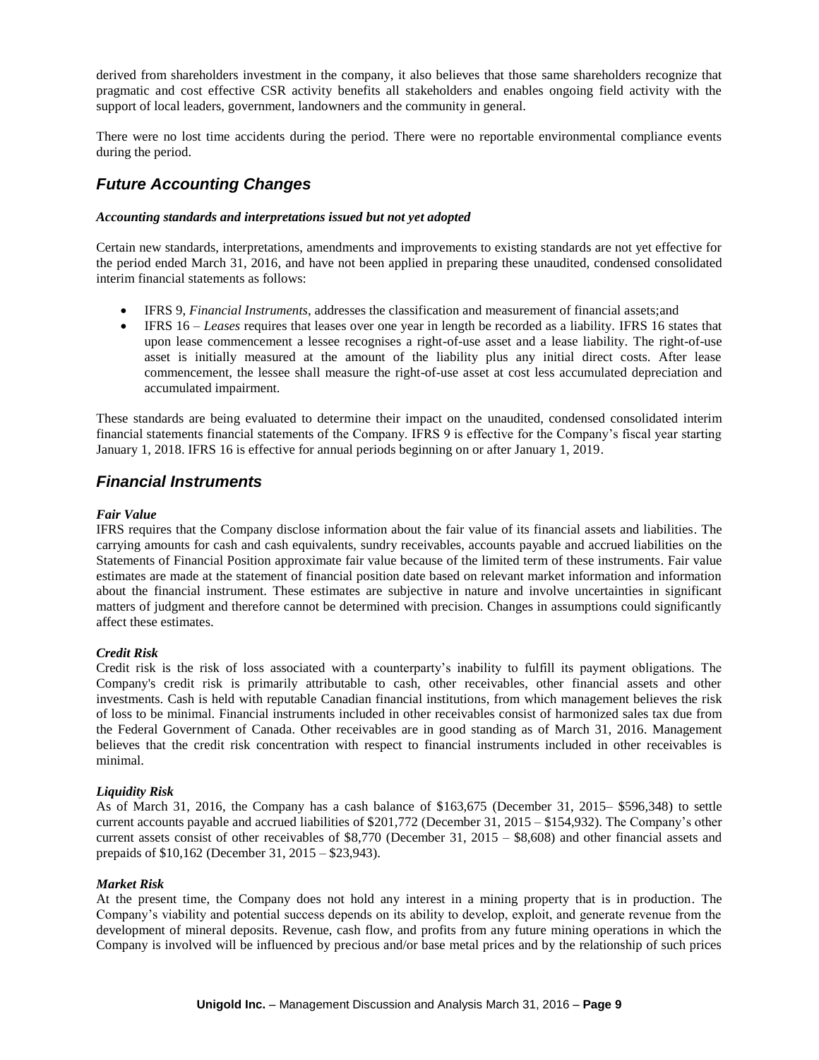derived from shareholders investment in the company, it also believes that those same shareholders recognize that pragmatic and cost effective CSR activity benefits all stakeholders and enables ongoing field activity with the support of local leaders, government, landowners and the community in general.

There were no lost time accidents during the period. There were no reportable environmental compliance events during the period.

## *Future Accounting Changes*

***Accounting standards and interpretations issued but not yet adopted***

Certain new standards, interpretations, amendments and improvements to existing standards are not yet effective for the period ended March 31, 2016, and have not been applied in preparing these unaudited, condensed consolidated interim financial statements as follows:

- IFRS 9, *Financial Instruments*, addresses the classification and measurement of financial assets;and
- IFRS 16 – *Leases* requires that leases over one year in length be recorded as a liability. IFRS 16 states that upon lease commencement a lessee recognises a right-of-use asset and a lease liability. The right-of-use asset is initially measured at the amount of the liability plus any initial direct costs. After lease commencement, the lessee shall measure the right-of-use asset at cost less accumulated depreciation and accumulated impairment.

These standards are being evaluated to determine their impact on the unaudited, condensed consolidated interim financial statements financial statements of the Company. IFRS 9 is effective for the Company's fiscal year starting January 1, 2018. IFRS 16 is effective for annual periods beginning on or after January 1, 2019.

## *Financial Instruments*

***Fair Value***
IFRS requires that the Company disclose information about the fair value of its financial assets and liabilities. The carrying amounts for cash and cash equivalents, sundry receivables, accounts payable and accrued liabilities on the Statements of Financial Position approximate fair value because of the limited term of these instruments. Fair value estimates are made at the statement of financial position date based on relevant market information and information about the financial instrument. These estimates are subjective in nature and involve uncertainties in significant matters of judgment and therefore cannot be determined with precision. Changes in assumptions could significantly affect these estimates.

***Credit Risk***
Credit risk is the risk of loss associated with a counterparty's inability to fulfill its payment obligations. The Company's credit risk is primarily attributable to cash, other receivables, other financial assets and other investments. Cash is held with reputable Canadian financial institutions, from which management believes the risk of loss to be minimal. Financial instruments included in other receivables consist of harmonized sales tax due from the Federal Government of Canada. Other receivables are in good standing as of March 31, 2016. Management believes that the credit risk concentration with respect to financial instruments included in other receivables is minimal.

***Liquidity Risk***
As of March 31, 2016, the Company has a cash balance of $163,675 (December 31, 2015– $596,348) to settle current accounts payable and accrued liabilities of $201,772 (December 31, 2015 – $154,932). The Company's other current assets consist of other receivables of $8,770 (December 31, 2015 – $8,608) and other financial assets and prepaids of $10,162 (December 31, 2015 – $23,943).

***Market Risk***
At the present time, the Company does not hold any interest in a mining property that is in production. The Company's viability and potential success depends on its ability to develop, exploit, and generate revenue from the development of mineral deposits. Revenue, cash flow, and profits from any future mining operations in which the Company is involved will be influenced by precious and/or base metal prices and by the relationship of such prices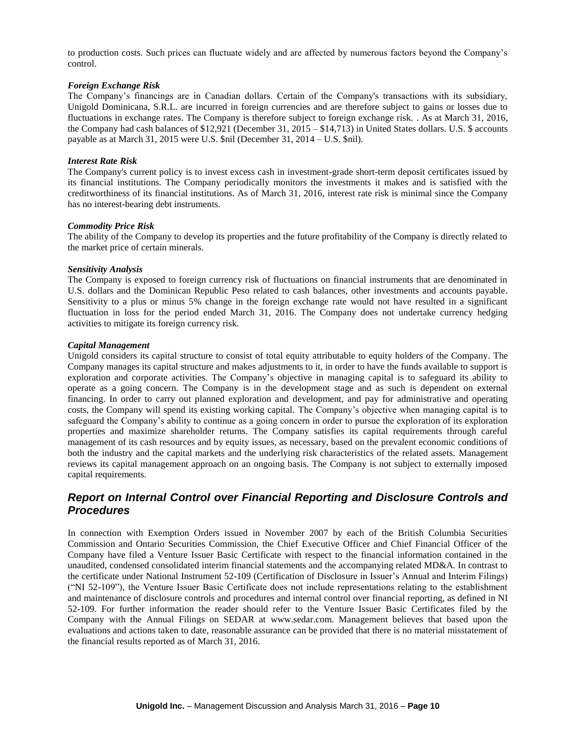to production costs. Such prices can fluctuate widely and are affected by numerous factors beyond the Company's control.

***Foreign Exchange Risk***
The Company's financings are in Canadian dollars. Certain of the Company's transactions with its subsidiary, Unigold Dominicana, S.R.L. are incurred in foreign currencies and are therefore subject to gains or losses due to fluctuations in exchange rates. The Company is therefore subject to foreign exchange risk. . As at March 31, 2016, the Company had cash balances of $12,921 (December 31, 2015 – $14,713) in United States dollars. U.S. $ accounts payable as at March 31, 2015 were U.S. $nil (December 31, 2014 – U.S. $nil).

***Interest Rate Risk***
The Company's current policy is to invest excess cash in investment-grade short-term deposit certificates issued by its financial institutions. The Company periodically monitors the investments it makes and is satisfied with the creditworthiness of its financial institutions. As of March 31, 2016, interest rate risk is minimal since the Company has no interest-bearing debt instruments.

***Commodity Price Risk***
The ability of the Company to develop its properties and the future profitability of the Company is directly related to the market price of certain minerals.

***Sensitivity Analysis***
The Company is exposed to foreign currency risk of fluctuations on financial instruments that are denominated in U.S. dollars and the Dominican Republic Peso related to cash balances, other investments and accounts payable. Sensitivity to a plus or minus 5% change in the foreign exchange rate would not have resulted in a significant fluctuation in loss for the period ended March 31, 2016. The Company does not undertake currency hedging activities to mitigate its foreign currency risk.

***Capital Management***
Unigold considers its capital structure to consist of total equity attributable to equity holders of the Company. The Company manages its capital structure and makes adjustments to it, in order to have the funds available to support is exploration and corporate activities. The Company's objective in managing capital is to safeguard its ability to operate as a going concern. The Company is in the development stage and as such is dependent on external financing. In order to carry out planned exploration and development, and pay for administrative and operating costs, the Company will spend its existing working capital. The Company's objective when managing capital is to safeguard the Company's ability to continue as a going concern in order to pursue the exploration of its exploration properties and maximize shareholder returns. The Company satisfies its capital requirements through careful management of its cash resources and by equity issues, as necessary, based on the prevalent economic conditions of both the industry and the capital markets and the underlying risk characteristics of the related assets. Management reviews its capital management approach on an ongoing basis. The Company is not subject to externally imposed capital requirements.

## *Report on Internal Control over Financial Reporting and Disclosure Controls and Procedures*

In connection with Exemption Orders issued in November 2007 by each of the British Columbia Securities Commission and Ontario Securities Commission, the Chief Executive Officer and Chief Financial Officer of the Company have filed a Venture Issuer Basic Certificate with respect to the financial information contained in the unaudited, condensed consolidated interim financial statements and the accompanying related MD&A. In contrast to the certificate under National Instrument 52-109 (Certification of Disclosure in Issuer's Annual and Interim Filings) ("NI 52-109"), the Venture Issuer Basic Certificate does not include representations relating to the establishment and maintenance of disclosure controls and procedures and internal control over financial reporting, as defined in NI 52-109. For further information the reader should refer to the Venture Issuer Basic Certificates filed by the Company with the Annual Filings on SEDAR at www.sedar.com. Management believes that based upon the evaluations and actions taken to date, reasonable assurance can be provided that there is no material misstatement of the financial results reported as of March 31, 2016.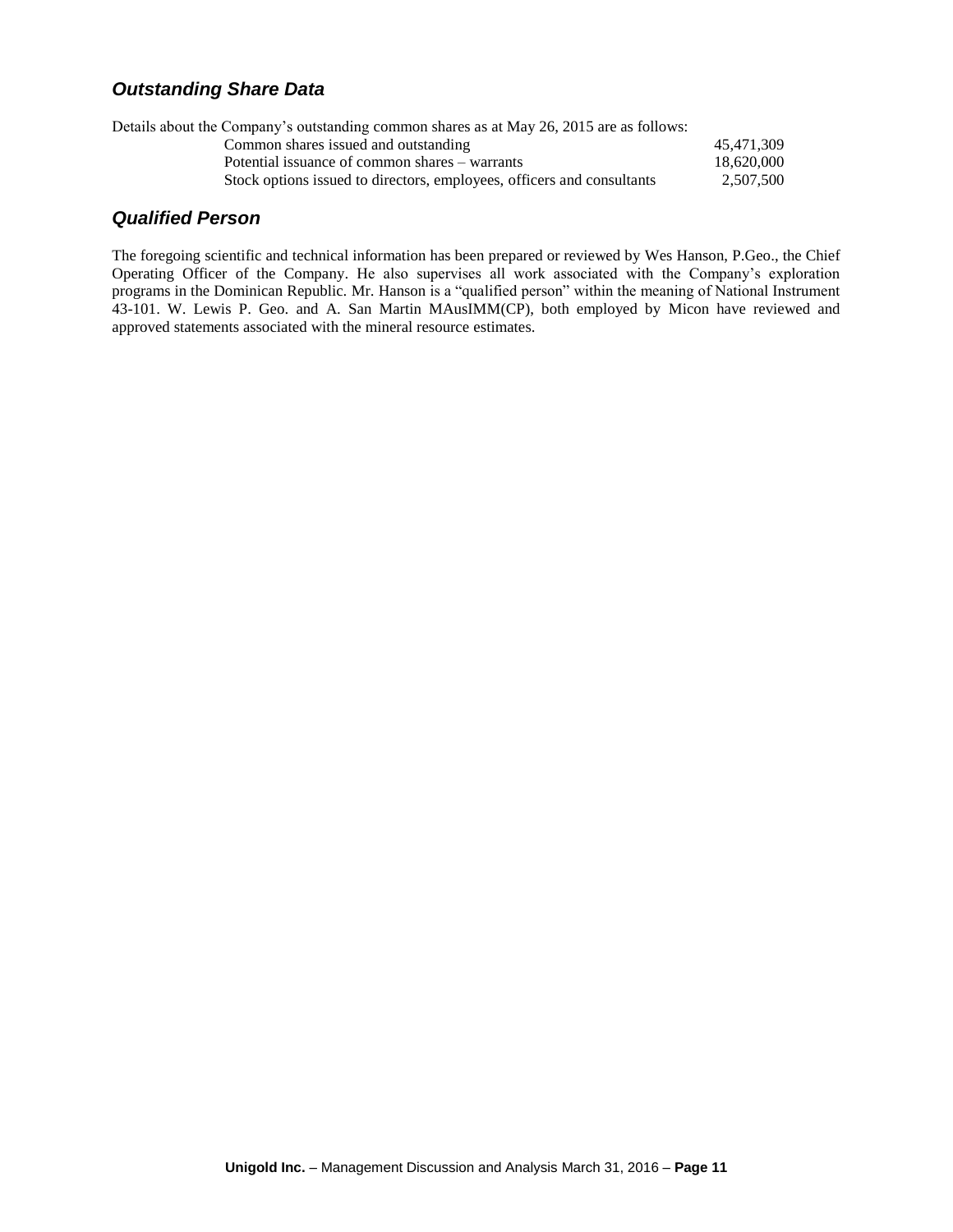### *Outstanding Share Data*

Details about the Company's outstanding common shares as at May 26, 2015 are as follows:

| | |
|---|---|
| Common shares issued and outstanding | 45,471,309 |
| Potential issuance of common shares – warrants | 18,620,000 |
| Stock options issued to directors, employees, officers and consultants | 2,507,500 |

### *Qualified Person*

The foregoing scientific and technical information has been prepared or reviewed by Wes Hanson, P.Geo., the Chief Operating Officer of the Company. He also supervises all work associated with the Company's exploration programs in the Dominican Republic. Mr. Hanson is a "qualified person" within the meaning of National Instrument 43-101. W. Lewis P. Geo. and A. San Martin MAusIMM(CP), both employed by Micon have reviewed and approved statements associated with the mineral resource estimates.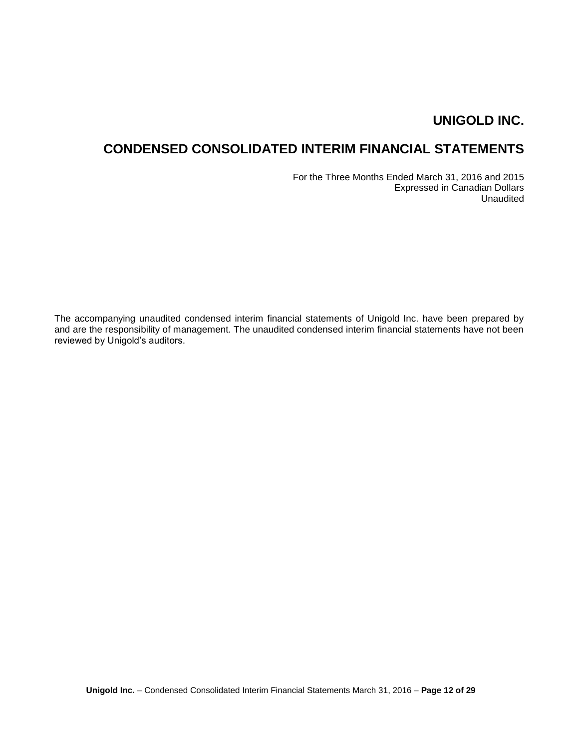# UNIGOLD INC.

# CONDENSED CONSOLIDATED INTERIM FINANCIAL STATEMENTS

For the Three Months Ended March 31, 2016 and 2015
Expressed in Canadian Dollars
Unaudited

The accompanying unaudited condensed interim financial statements of Unigold Inc. have been prepared by and are the responsibility of management. The unaudited condensed interim financial statements have not been reviewed by Unigold's auditors.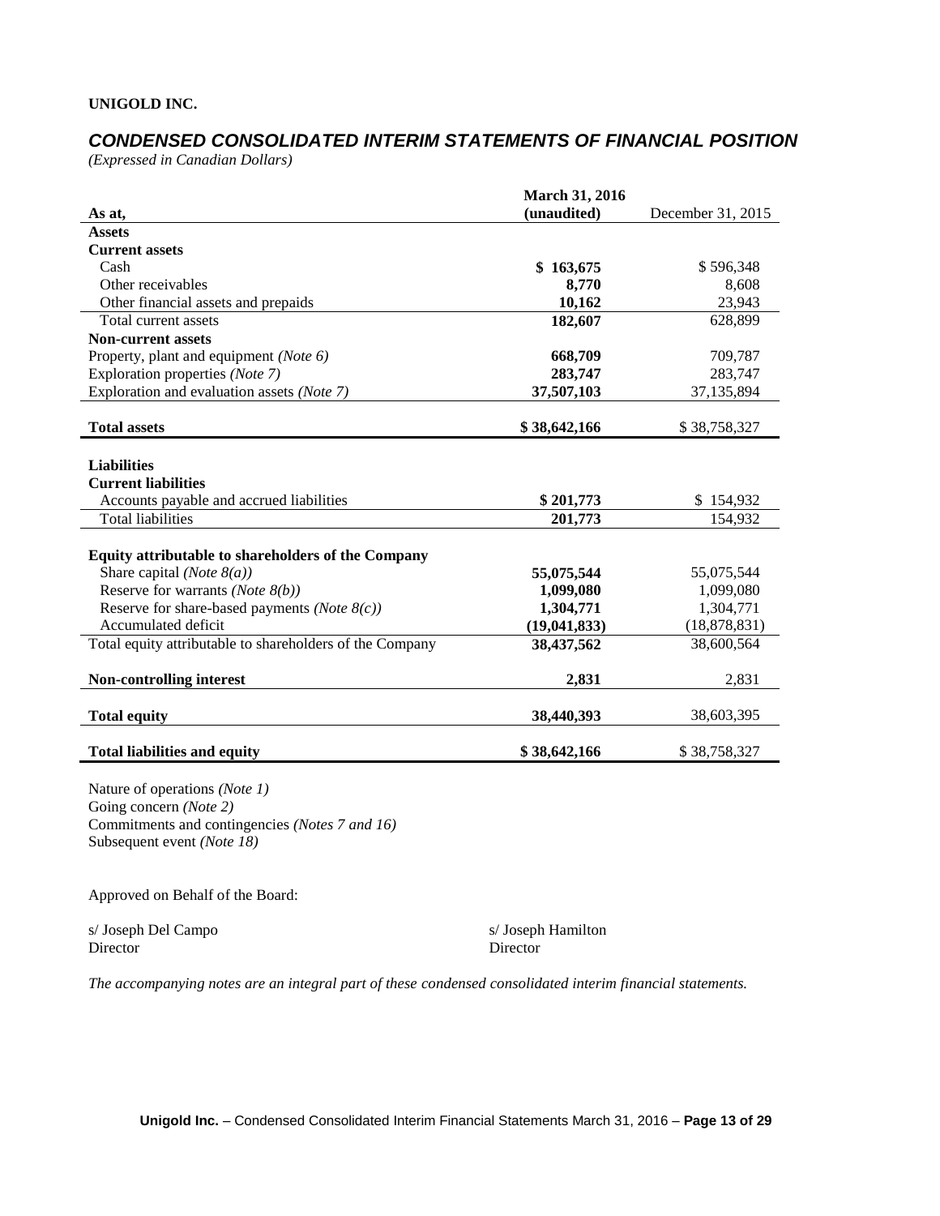**UNIGOLD INC.**

## *CONDENSED CONSOLIDATED INTERIM STATEMENTS OF FINANCIAL POSITION*

*(Expressed in Canadian Dollars)*

| As at, | March 31, 2016 (unaudited) | December 31, 2015 |
|---|---|---|
| **Assets** | | |
| **Current assets** | | |
| Cash | **$ 163,675** | $ 596,348 |
| Other receivables | **8,770** | 8,608 |
| Other financial assets and prepaids | **10,162** | 23,943 |
| Total current assets | **182,607** | 628,899 |
| **Non-current assets** | | |
| Property, plant and equipment *(Note 6)* | **668,709** | 709,787 |
| Exploration properties *(Note 7)* | **283,747** | 283,747 |
| Exploration and evaluation assets *(Note 7)* | **37,507,103** | 37,135,894 |
| **Total assets** | **$ 38,642,166** | $ 38,758,327 |
| **Liabilities** | | |
| **Current liabilities** | | |
| Accounts payable and accrued liabilities | **$ 201,773** | $ 154,932 |
| Total liabilities | **201,773** | 154,932 |
| **Equity attributable to shareholders of the Company** | | |
| Share capital *(Note 8(a))* | **55,075,544** | 55,075,544 |
| Reserve for warrants *(Note 8(b))* | **1,099,080** | 1,099,080 |
| Reserve for share-based payments *(Note 8(c))* | **1,304,771** | 1,304,771 |
| Accumulated deficit | **(19,041,833)** | (18,878,831) |
| Total equity attributable to shareholders of the Company | **38,437,562** | 38,600,564 |
| **Non-controlling interest** | **2,831** | 2,831 |
| **Total equity** | **38,440,393** | 38,603,395 |
| **Total liabilities and equity** | **$ 38,642,166** | $ 38,758,327 |

Nature of operations *(Note 1)*
Going concern *(Note 2)*
Commitments and contingencies *(Notes 7 and 16)*
Subsequent event *(Note 18)*

Approved on Behalf of the Board:

s/ Joseph Del Campo
Director

s/ Joseph Hamilton
Director

*The accompanying notes are an integral part of these condensed consolidated interim financial statements.*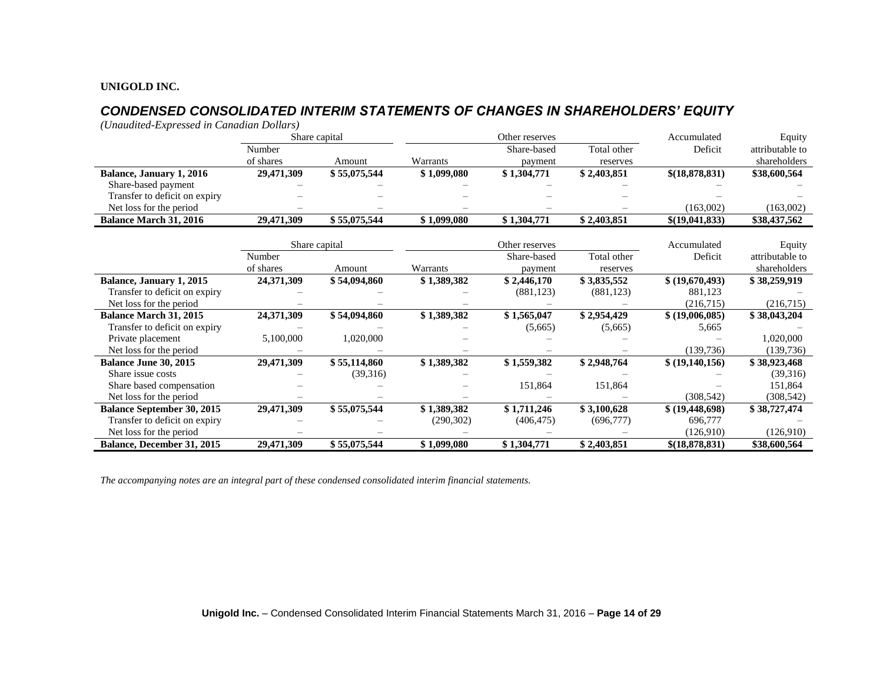**UNIGOLD INC.**

## *CONDENSED CONSOLIDATED INTERIM STATEMENTS OF CHANGES IN SHAREHOLDERS' EQUITY*

*(Unaudited-Expressed in Canadian Dollars)*

| | Share capital | | Other reserves | | | Accumulated | Equity |
|---|---|---|---|---|---|---|---|
| | Number of shares | Amount | Warrants | Share-based payment | Total other reserves | Deficit | attributable to shareholders |
| **Balance, January 1, 2016** | **29,471,309** | **$ 55,075,544** | **$ 1,099,080** | **$ 1,304,771** | **$ 2,403,851** | **$(18,878,831)** | **$38,600,564** |
| Share-based payment | – | – | – | – | – | – | – |
| Transfer to deficit on expiry | – | – | – | – | – | – | – |
| Net loss for the period | – | – | – | – | – | (163,002) | (163,002) |
| **Balance March 31, 2016** | **29,471,309** | **$ 55,075,544** | **$ 1,099,080** | **$ 1,304,771** | **$ 2,403,851** | **$(19,041,833)** | **$38,437,562** |

| | Share capital | | Other reserves | | | Accumulated | Equity |
|---|---|---|---|---|---|---|---|
| | Number of shares | Amount | Warrants | Share-based payment | Total other reserves | Deficit | attributable to shareholders |
| **Balance, January 1, 2015** | **24,371,309** | **$ 54,094,860** | **$ 1,389,382** | **$ 2,446,170** | **$ 3,835,552** | **$ (19,670,493)** | **$ 38,259,919** |
| Transfer to deficit on expiry | – | – | – | (881,123) | (881,123) | 881,123 | – |
| Net loss for the period | – | – | – | – | – | (216,715) | (216,715) |
| **Balance March 31, 2015** | **24,371,309** | **$ 54,094,860** | **$ 1,389,382** | **$ 1,565,047** | **$ 2,954,429** | **$ (19,006,085)** | **$ 38,043,204** |
| Transfer to deficit on expiry | – | – | – | (5,665) | (5,665) | 5,665 | – |
| Private placement | 5,100,000 | 1,020,000 | – | – | – | – | 1,020,000 |
| Net loss for the period | – | – | – | – | – | (139,736) | (139,736) |
| **Balance June 30, 2015** | **29,471,309** | **$ 55,114,860** | **$ 1,389,382** | **$ 1,559,382** | **$ 2,948,764** | **$ (19,140,156)** | **$ 38,923,468** |
| Share issue costs | – | (39,316) | – | – | – | – | (39,316) |
| Share based compensation | – | – | – | 151,864 | 151,864 | – | 151,864 |
| Net loss for the period | – | – | – | – | – | (308,542) | (308,542) |
| **Balance September 30, 2015** | **29,471,309** | **$ 55,075,544** | **$ 1,389,382** | **$ 1,711,246** | **$ 3,100,628** | **$ (19,448,698)** | **$ 38,727,474** |
| Transfer to deficit on expiry | – | – | (290,302) | (406,475) | (696,777) | 696,777 | – |
| Net loss for the period | – | – | – | – | – | (126,910) | (126,910) |
| **Balance, December 31, 2015** | **29,471,309** | **$ 55,075,544** | **$ 1,099,080** | **$ 1,304,771** | **$ 2,403,851** | **$(18,878,831)** | **$38,600,564** |

*The accompanying notes are an integral part of these condensed consolidated interim financial statements.*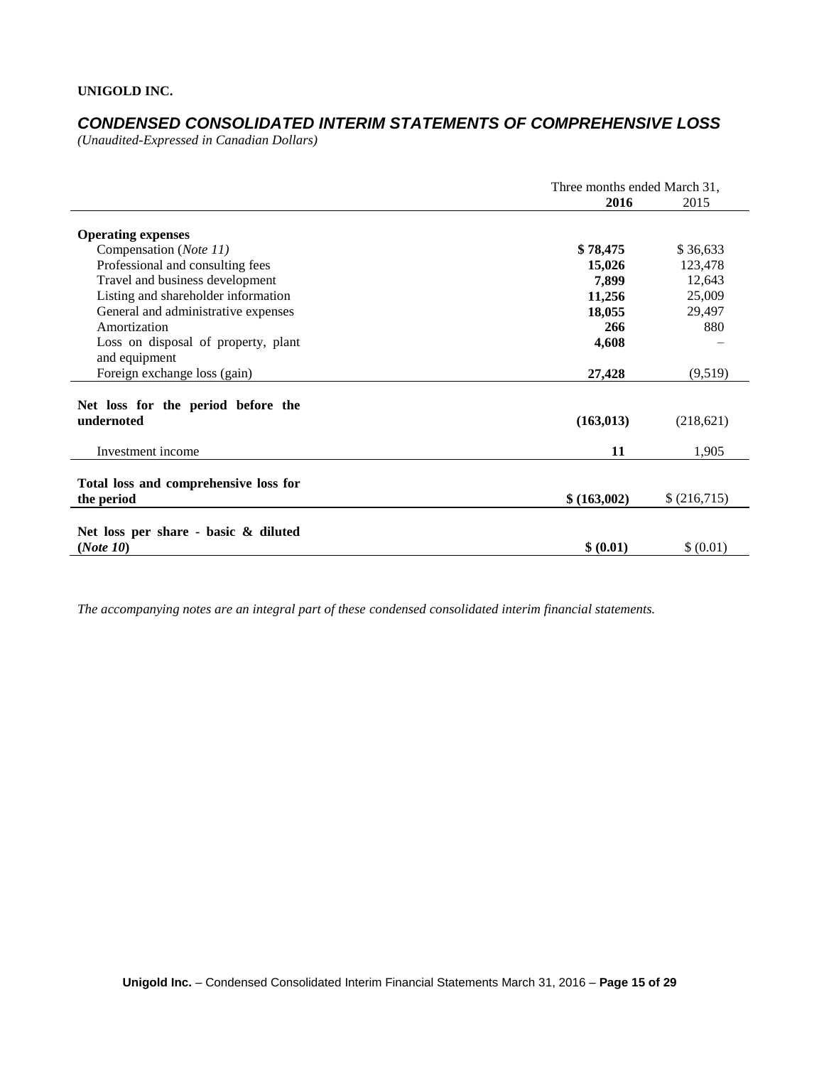**UNIGOLD INC.**

## *CONDENSED CONSOLIDATED INTERIM STATEMENTS OF COMPREHENSIVE LOSS*

*(Unaudited-Expressed in Canadian Dollars)*

| | Three months ended March 31, | |
|---|---|---|
| | **2016** | 2015 |
| **Operating expenses** | | |
| Compensation (*Note 11*) | **$ 78,475** | $ 36,633 |
| Professional and consulting fees | **15,026** | 123,478 |
| Travel and business development | **7,899** | 12,643 |
| Listing and shareholder information | **11,256** | 25,009 |
| General and administrative expenses | **18,055** | 29,497 |
| Amortization | **266** | 880 |
| Loss on disposal of property, plant and equipment | **4,608** | – |
| Foreign exchange loss (gain) | **27,428** | (9,519) |
| **Net loss for the period before the undernoted** | **(163,013)** | (218,621) |
| Investment income | **11** | 1,905 |
| **Total loss and comprehensive loss for the period** | **$ (163,002)** | $ (216,715) |
| **Net loss per share - basic & diluted (*Note 10*)** | **$ (0.01)** | $ (0.01) |

*The accompanying notes are an integral part of these condensed consolidated interim financial statements.*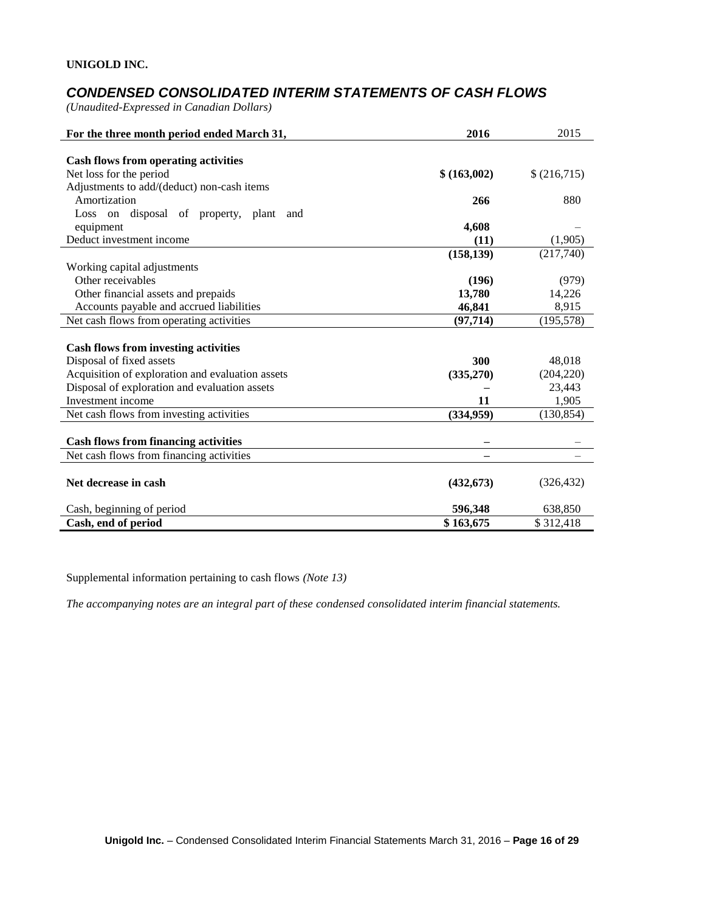**UNIGOLD INC.**

## *CONDENSED CONSOLIDATED INTERIM STATEMENTS OF CASH FLOWS*

*(Unaudited-Expressed in Canadian Dollars)*

| For the three month period ended March 31, | 2016 | 2015 |
|---|---|---|
| **Cash flows from operating activities** | | |
| Net loss for the period | **$ (163,002)** | $ (216,715) |
| Adjustments to add/(deduct) non-cash items | | |
| Amortization | **266** | 880 |
| Loss on disposal of property, plant and equipment | **4,608** | – |
| Deduct investment income | **(11)** | (1,905) |
| | **(158,139)** | (217,740) |
| Working capital adjustments | | |
| Other receivables | **(196)** | (979) |
| Other financial assets and prepaids | **13,780** | 14,226 |
| Accounts payable and accrued liabilities | **46,841** | 8,915 |
| Net cash flows from operating activities | **(97,714)** | (195,578) |
| **Cash flows from investing activities** | | |
| Disposal of fixed assets | **300** | 48,018 |
| Acquisition of exploration and evaluation assets | **(335,270)** | (204,220) |
| Disposal of exploration and evaluation assets | **–** | 23,443 |
| Investment income | **11** | 1,905 |
| Net cash flows from investing activities | **(334,959)** | (130,854) |
| **Cash flows from financing activities** | **–** | – |
| Net cash flows from financing activities | **–** | – |
| **Net decrease in cash** | **(432,673)** | (326,432) |
| Cash, beginning of period | **596,348** | 638,850 |
| **Cash, end of period** | **$ 163,675** | $ 312,418 |

Supplemental information pertaining to cash flows *(Note 13)*

*The accompanying notes are an integral part of these condensed consolidated interim financial statements.*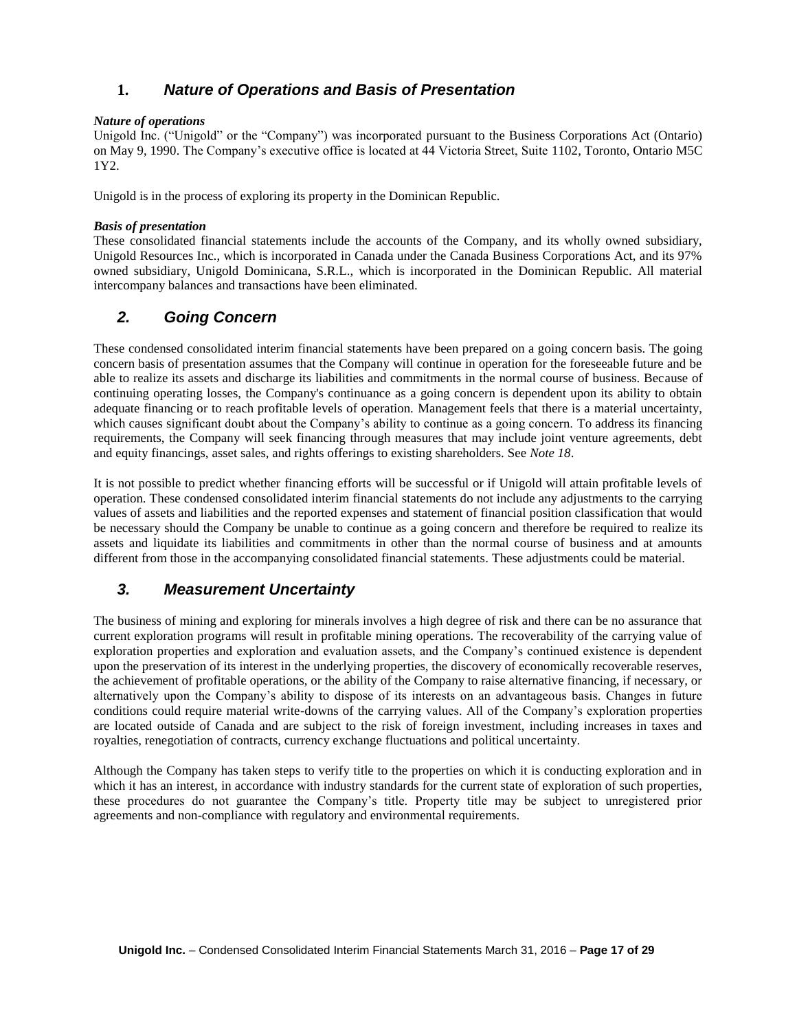## 1. *Nature of Operations and Basis of Presentation*

***Nature of operations***

Unigold Inc. ("Unigold" or the "Company") was incorporated pursuant to the Business Corporations Act (Ontario) on May 9, 1990. The Company's executive office is located at 44 Victoria Street, Suite 1102, Toronto, Ontario M5C 1Y2.

Unigold is in the process of exploring its property in the Dominican Republic.

***Basis of presentation***

These consolidated financial statements include the accounts of the Company, and its wholly owned subsidiary, Unigold Resources Inc., which is incorporated in Canada under the Canada Business Corporations Act, and its 97% owned subsidiary, Unigold Dominicana, S.R.L., which is incorporated in the Dominican Republic. All material intercompany balances and transactions have been eliminated.

## *2. Going Concern*

These condensed consolidated interim financial statements have been prepared on a going concern basis. The going concern basis of presentation assumes that the Company will continue in operation for the foreseeable future and be able to realize its assets and discharge its liabilities and commitments in the normal course of business. Because of continuing operating losses, the Company's continuance as a going concern is dependent upon its ability to obtain adequate financing or to reach profitable levels of operation. Management feels that there is a material uncertainty, which causes significant doubt about the Company's ability to continue as a going concern. To address its financing requirements, the Company will seek financing through measures that may include joint venture agreements, debt and equity financings, asset sales, and rights offerings to existing shareholders. See *Note 18*.

It is not possible to predict whether financing efforts will be successful or if Unigold will attain profitable levels of operation. These condensed consolidated interim financial statements do not include any adjustments to the carrying values of assets and liabilities and the reported expenses and statement of financial position classification that would be necessary should the Company be unable to continue as a going concern and therefore be required to realize its assets and liquidate its liabilities and commitments in other than the normal course of business and at amounts different from those in the accompanying consolidated financial statements. These adjustments could be material.

## *3. Measurement Uncertainty*

The business of mining and exploring for minerals involves a high degree of risk and there can be no assurance that current exploration programs will result in profitable mining operations. The recoverability of the carrying value of exploration properties and exploration and evaluation assets, and the Company's continued existence is dependent upon the preservation of its interest in the underlying properties, the discovery of economically recoverable reserves, the achievement of profitable operations, or the ability of the Company to raise alternative financing, if necessary, or alternatively upon the Company's ability to dispose of its interests on an advantageous basis. Changes in future conditions could require material write-downs of the carrying values. All of the Company's exploration properties are located outside of Canada and are subject to the risk of foreign investment, including increases in taxes and royalties, renegotiation of contracts, currency exchange fluctuations and political uncertainty.

Although the Company has taken steps to verify title to the properties on which it is conducting exploration and in which it has an interest, in accordance with industry standards for the current state of exploration of such properties, these procedures do not guarantee the Company's title. Property title may be subject to unregistered prior agreements and non-compliance with regulatory and environmental requirements.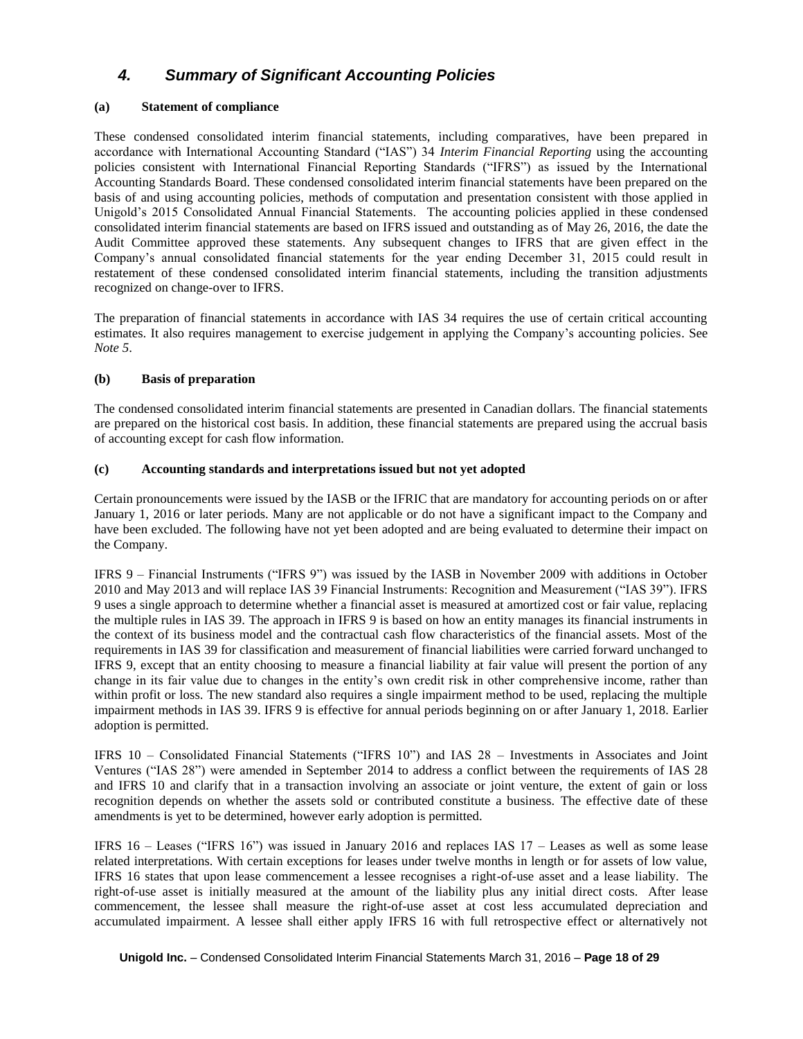## 4. *Summary of Significant Accounting Policies*

**(a) Statement of compliance**

These condensed consolidated interim financial statements, including comparatives, have been prepared in accordance with International Accounting Standard ("IAS") 34 *Interim Financial Reporting* using the accounting policies consistent with International Financial Reporting Standards ("IFRS") as issued by the International Accounting Standards Board. These condensed consolidated interim financial statements have been prepared on the basis of and using accounting policies, methods of computation and presentation consistent with those applied in Unigold's 2015 Consolidated Annual Financial Statements. The accounting policies applied in these condensed consolidated interim financial statements are based on IFRS issued and outstanding as of May 26, 2016, the date the Audit Committee approved these statements. Any subsequent changes to IFRS that are given effect in the Company's annual consolidated financial statements for the year ending December 31, 2015 could result in restatement of these condensed consolidated interim financial statements, including the transition adjustments recognized on change-over to IFRS.

The preparation of financial statements in accordance with IAS 34 requires the use of certain critical accounting estimates. It also requires management to exercise judgement in applying the Company's accounting policies. See *Note 5*.

**(b) Basis of preparation**

The condensed consolidated interim financial statements are presented in Canadian dollars. The financial statements are prepared on the historical cost basis. In addition, these financial statements are prepared using the accrual basis of accounting except for cash flow information.

**(c) Accounting standards and interpretations issued but not yet adopted**

Certain pronouncements were issued by the IASB or the IFRIC that are mandatory for accounting periods on or after January 1, 2016 or later periods. Many are not applicable or do not have a significant impact to the Company and have been excluded. The following have not yet been adopted and are being evaluated to determine their impact on the Company.

IFRS 9 – Financial Instruments ("IFRS 9") was issued by the IASB in November 2009 with additions in October 2010 and May 2013 and will replace IAS 39 Financial Instruments: Recognition and Measurement ("IAS 39"). IFRS 9 uses a single approach to determine whether a financial asset is measured at amortized cost or fair value, replacing the multiple rules in IAS 39. The approach in IFRS 9 is based on how an entity manages its financial instruments in the context of its business model and the contractual cash flow characteristics of the financial assets. Most of the requirements in IAS 39 for classification and measurement of financial liabilities were carried forward unchanged to IFRS 9, except that an entity choosing to measure a financial liability at fair value will present the portion of any change in its fair value due to changes in the entity's own credit risk in other comprehensive income, rather than within profit or loss. The new standard also requires a single impairment method to be used, replacing the multiple impairment methods in IAS 39. IFRS 9 is effective for annual periods beginning on or after January 1, 2018. Earlier adoption is permitted.

IFRS 10 – Consolidated Financial Statements ("IFRS 10") and IAS 28 – Investments in Associates and Joint Ventures ("IAS 28") were amended in September 2014 to address a conflict between the requirements of IAS 28 and IFRS 10 and clarify that in a transaction involving an associate or joint venture, the extent of gain or loss recognition depends on whether the assets sold or contributed constitute a business. The effective date of these amendments is yet to be determined, however early adoption is permitted.

IFRS 16 – Leases ("IFRS 16") was issued in January 2016 and replaces IAS 17 – Leases as well as some lease related interpretations. With certain exceptions for leases under twelve months in length or for assets of low value, IFRS 16 states that upon lease commencement a lessee recognises a right-of-use asset and a lease liability. The right-of-use asset is initially measured at the amount of the liability plus any initial direct costs. After lease commencement, the lessee shall measure the right-of-use asset at cost less accumulated depreciation and accumulated impairment. A lessee shall either apply IFRS 16 with full retrospective effect or alternatively not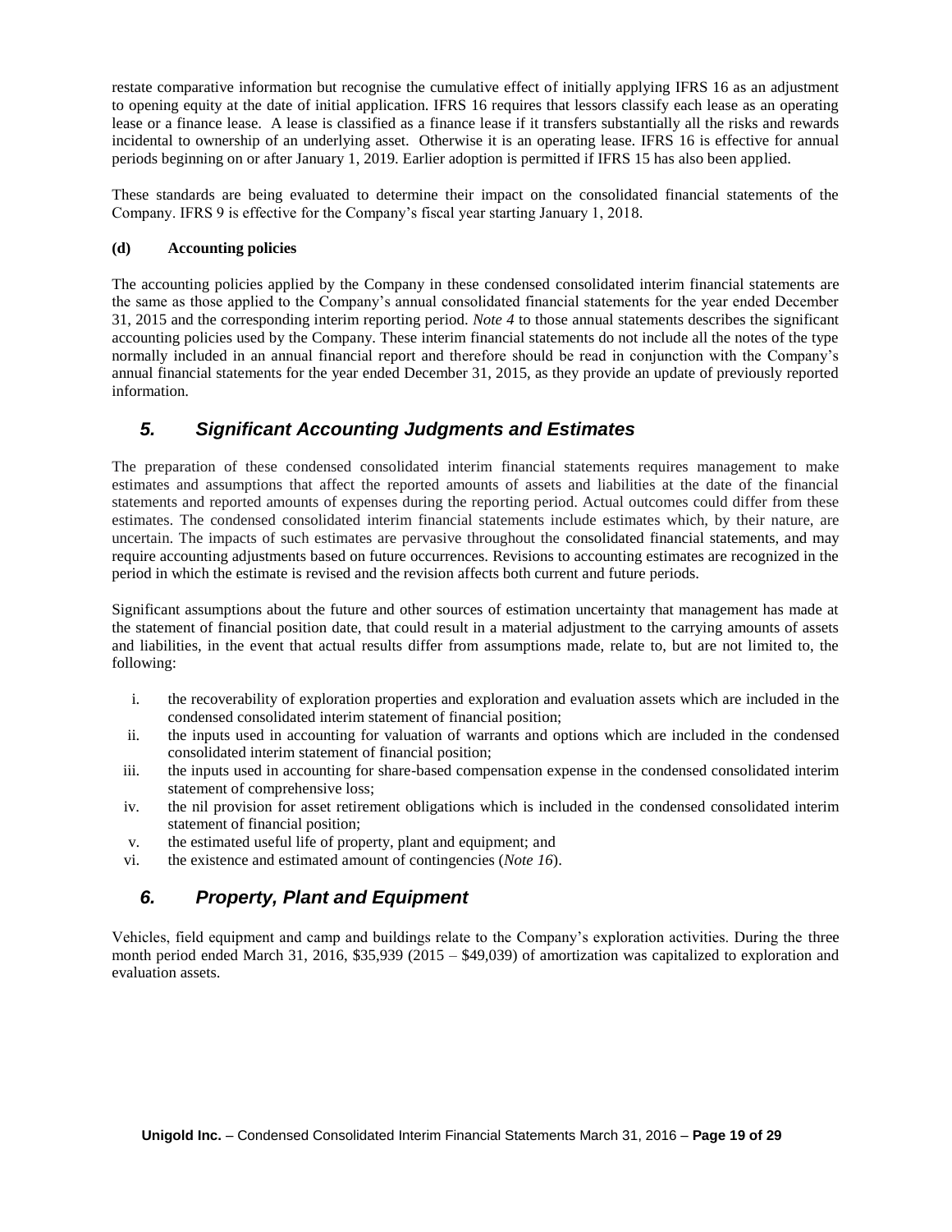restate comparative information but recognise the cumulative effect of initially applying IFRS 16 as an adjustment to opening equity at the date of initial application. IFRS 16 requires that lessors classify each lease as an operating lease or a finance lease. A lease is classified as a finance lease if it transfers substantially all the risks and rewards incidental to ownership of an underlying asset. Otherwise it is an operating lease. IFRS 16 is effective for annual periods beginning on or after January 1, 2019. Earlier adoption is permitted if IFRS 15 has also been applied.

These standards are being evaluated to determine their impact on the consolidated financial statements of the Company. IFRS 9 is effective for the Company's fiscal year starting January 1, 2018.

**(d) Accounting policies**

The accounting policies applied by the Company in these condensed consolidated interim financial statements are the same as those applied to the Company's annual consolidated financial statements for the year ended December 31, 2015 and the corresponding interim reporting period. *Note 4* to those annual statements describes the significant accounting policies used by the Company. These interim financial statements do not include all the notes of the type normally included in an annual financial report and therefore should be read in conjunction with the Company's annual financial statements for the year ended December 31, 2015, as they provide an update of previously reported information.

## *5. Significant Accounting Judgments and Estimates*

The preparation of these condensed consolidated interim financial statements requires management to make estimates and assumptions that affect the reported amounts of assets and liabilities at the date of the financial statements and reported amounts of expenses during the reporting period. Actual outcomes could differ from these estimates. The condensed consolidated interim financial statements include estimates which, by their nature, are uncertain. The impacts of such estimates are pervasive throughout the consolidated financial statements, and may require accounting adjustments based on future occurrences. Revisions to accounting estimates are recognized in the period in which the estimate is revised and the revision affects both current and future periods.

Significant assumptions about the future and other sources of estimation uncertainty that management has made at the statement of financial position date, that could result in a material adjustment to the carrying amounts of assets and liabilities, in the event that actual results differ from assumptions made, relate to, but are not limited to, the following:

i. the recoverability of exploration properties and exploration and evaluation assets which are included in the condensed consolidated interim statement of financial position;
ii. the inputs used in accounting for valuation of warrants and options which are included in the condensed consolidated interim statement of financial position;
iii. the inputs used in accounting for share-based compensation expense in the condensed consolidated interim statement of comprehensive loss;
iv. the nil provision for asset retirement obligations which is included in the condensed consolidated interim statement of financial position;
v. the estimated useful life of property, plant and equipment; and
vi. the existence and estimated amount of contingencies (*Note 16*).

## *6. Property, Plant and Equipment*

Vehicles, field equipment and camp and buildings relate to the Company's exploration activities. During the three month period ended March 31, 2016, $35,939 (2015 – $49,039) of amortization was capitalized to exploration and evaluation assets.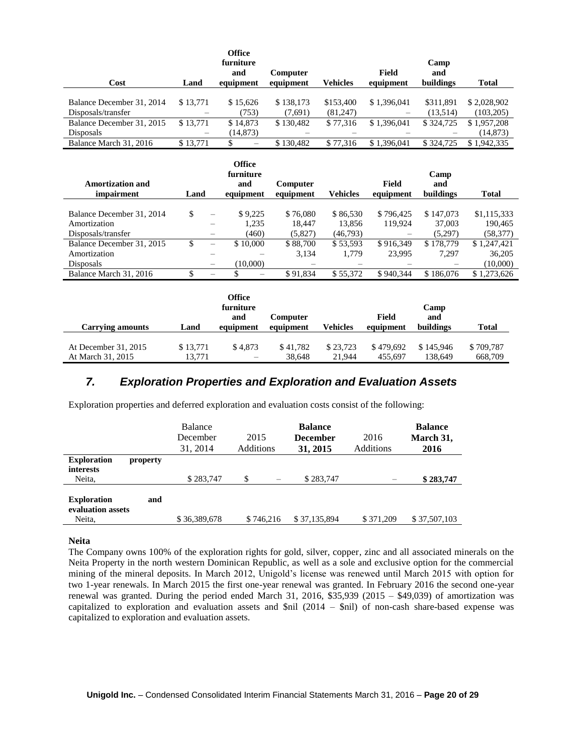| Cost | Land | Office furniture and equipment | Computer equipment | Vehicles | Field equipment | Camp and buildings | Total |
|---|---|---|---|---|---|---|---|
| Balance December 31, 2014 | $ 13,771 | $ 15,626 | $ 138,173 | $153,400 | $ 1,396,041 | $311,891 | $ 2,028,902 |
| Disposals/transfer | – | (753) | (7,691) | (81,247) | – | (13,514) | (103,205) |
| Balance December 31, 2015 | $ 13,771 | $ 14,873 | $ 130,482 | $ 77,316 | $ 1,396,041 | $ 324,725 | $ 1,957,208 |
| Disposals | – | (14,873) | – | – | – | – | (14,873) |
| Balance March 31, 2016 | $ 13,771 | $ – | $ 130,482 | $ 77,316 | $ 1,396,041 | $ 324,725 | $ 1,942,335 |

| Amortization and impairment | Land | Office furniture and equipment | Computer equipment | Vehicles | Field equipment | Camp and buildings | Total |
|---|---|---|---|---|---|---|---|
| Balance December 31, 2014 | $ – | $ 9,225 | $ 76,080 | $ 86,530 | $ 796,425 | $ 147,073 | $1,115,333 |
| Amortization | – | 1,235 | 18,447 | 13,856 | 119,924 | 37,003 | 190,465 |
| Disposals/transfer | – | (460) | (5,827) | (46,793) | – | (5,297) | (58,377) |
| Balance December 31, 2015 | $ – | $ 10,000 | $ 88,700 | $ 53,593 | $ 916,349 | $ 178,779 | $ 1,247,421 |
| Amortization | – | – | 3,134 | 1,779 | 23,995 | 7,297 | 36,205 |
| Disposals | – | (10,000) | – | – | – | – | (10,000) |
| Balance March 31, 2016 | $ – | $ – | $ 91,834 | $ 55,372 | $ 940,344 | $ 186,076 | $ 1,273,626 |

| Carrying amounts | Land | Office furniture and equipment | Computer equipment | Vehicles | Field equipment | Camp and buildings | Total |
|---|---|---|---|---|---|---|---|
| At December 31, 2015 | $ 13,771 | $ 4,873 | $ 41,782 | $ 23,723 | $ 479,692 | $ 145,946 | $ 709,787 |
| At March 31, 2015 | 13,771 | – | 38,648 | 21,944 | 455,697 | 138,649 | 668,709 |

## *7. Exploration Properties and Exploration and Evaluation Assets*

Exploration properties and deferred exploration and evaluation costs consist of the following:

| | Balance December 31, 2014 | 2015 Additions | **Balance December 31, 2015** | 2016 Additions | **Balance March 31, 2016** |
|---|---|---|---|---|---|
| **Exploration property interests** | | | | | |
| Neita, | $ 283,747 | $ – | $ 283,747 | – | **$ 283,747** |
| **Exploration and evaluation assets** | | | | | |
| Neita, | $ 36,389,678 | $ 746,216 | $ 37,135,894 | $ 371,209 | $ 37,507,103 |

**Neita**

The Company owns 100% of the exploration rights for gold, silver, copper, zinc and all associated minerals on the Neita Property in the north western Dominican Republic, as well as a sole and exclusive option for the commercial mining of the mineral deposits. In March 2012, Unigold's license was renewed until March 2015 with option for two 1-year renewals. In March 2015 the first one-year renewal was granted. In February 2016 the second one-year renewal was granted. During the period ended March 31, 2016, $35,939 (2015 – $49,039) of amortization was capitalized to exploration and evaluation assets and $nil (2014 – $nil) of non-cash share-based expense was capitalized to exploration and evaluation assets.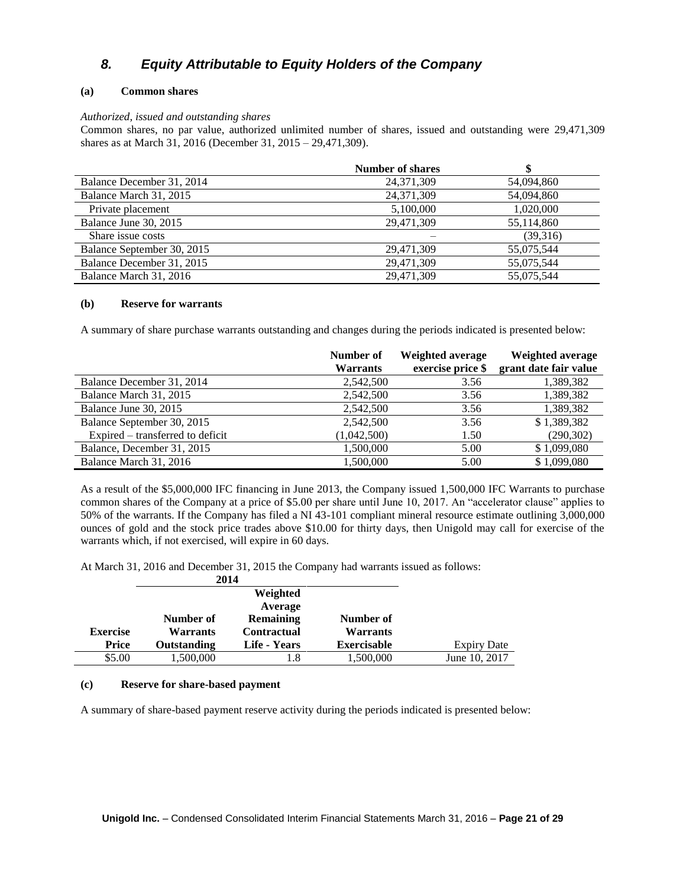## *8. Equity Attributable to Equity Holders of the Company*

### (a) Common shares

*Authorized, issued and outstanding shares*

Common shares, no par value, authorized unlimited number of shares, issued and outstanding were 29,471,309 shares as at March 31, 2016 (December 31, 2015 – 29,471,309).

| | **Number of shares** | **$** |
|---|---|---|
| Balance December 31, 2014 | 24,371,309 | 54,094,860 |
| Balance March 31, 2015 | 24,371,309 | 54,094,860 |
| Private placement | 5,100,000 | 1,020,000 |
| Balance June 30, 2015 | 29,471,309 | 55,114,860 |
| Share issue costs | – | (39,316) |
| Balance September 30, 2015 | 29,471,309 | 55,075,544 |
| Balance December 31, 2015 | 29,471,309 | 55,075,544 |
| Balance March 31, 2016 | 29,471,309 | 55,075,544 |

### (b) Reserve for warrants

A summary of share purchase warrants outstanding and changes during the periods indicated is presented below:

| | **Number of Warrants** | **Weighted average exercise price $** | **Weighted average grant date fair value** |
|---|---|---|---|
| Balance December 31, 2014 | 2,542,500 | 3.56 | 1,389,382 |
| Balance March 31, 2015 | 2,542,500 | 3.56 | 1,389,382 |
| Balance June 30, 2015 | 2,542,500 | 3.56 | 1,389,382 |
| Balance September 30, 2015 | 2,542,500 | 3.56 | $ 1,389,382 |
| Expired – transferred to deficit | (1,042,500) | 1.50 | (290,302) |
| Balance, December 31, 2015 | 1,500,000 | 5.00 | $ 1,099,080 |
| Balance March 31, 2016 | 1,500,000 | 5.00 | $ 1,099,080 |

As a result of the $5,000,000 IFC financing in June 2013, the Company issued 1,500,000 IFC Warrants to purchase common shares of the Company at a price of $5.00 per share until June 10, 2017. An "accelerator clause" applies to 50% of the warrants. If the Company has filed a NI 43-101 compliant mineral resource estimate outlining 3,000,000 ounces of gold and the stock price trades above $10.00 for thirty days, then Unigold may call for exercise of the warrants which, if not exercised, will expire in 60 days.

At March 31, 2016 and December 31, 2015 the Company had warrants issued as follows:

| | **2014** | | | |
|---|---|---|---|---|
| **Exercise Price** | **Number of Warrants Outstanding** | **Weighted Average Remaining Contractual Life - Years** | **Number of Warrants Exercisable** | Expiry Date |
| $5.00 | 1,500,000 | 1.8 | 1,500,000 | June 10, 2017 |

### (c) Reserve for share-based payment

A summary of share-based payment reserve activity during the periods indicated is presented below: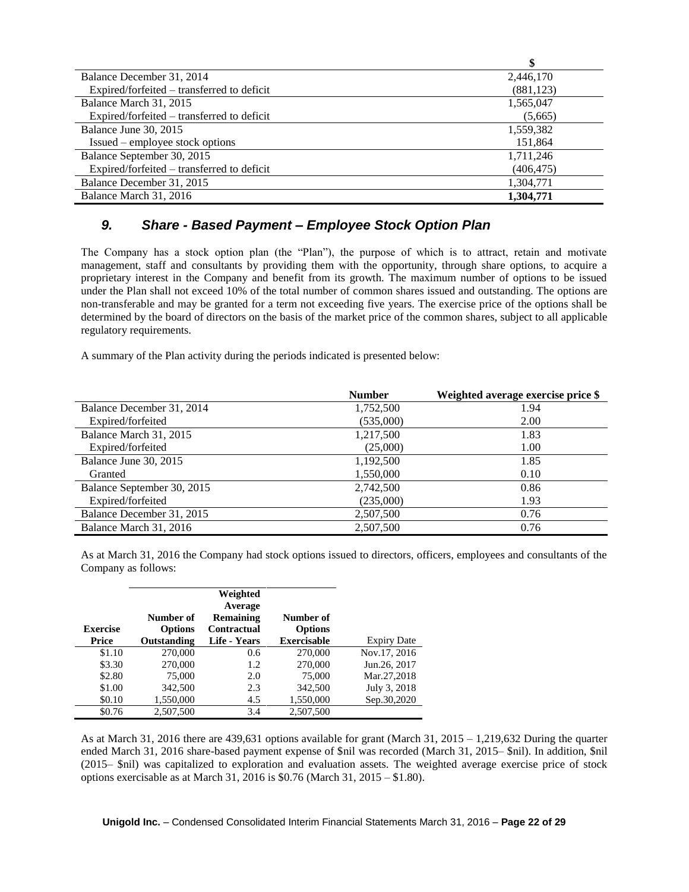| | $ |
|---|---|
| Balance December 31, 2014 | 2,446,170 |
| Expired/forfeited – transferred to deficit | (881,123) |
| Balance March 31, 2015 | 1,565,047 |
| Expired/forfeited – transferred to deficit | (5,665) |
| Balance June 30, 2015 | 1,559,382 |
| Issued – employee stock options | 151,864 |
| Balance September 30, 2015 | 1,711,246 |
| Expired/forfeited – transferred to deficit | (406,475) |
| Balance December 31, 2015 | 1,304,771 |
| Balance March 31, 2016 | **1,304,771** |

## *9. Share - Based Payment – Employee Stock Option Plan*

The Company has a stock option plan (the "Plan"), the purpose of which is to attract, retain and motivate management, staff and consultants by providing them with the opportunity, through share options, to acquire a proprietary interest in the Company and benefit from its growth. The maximum number of options to be issued under the Plan shall not exceed 10% of the total number of common shares issued and outstanding. The options are non-transferable and may be granted for a term not exceeding five years. The exercise price of the options shall be determined by the board of directors on the basis of the market price of the common shares, subject to all applicable regulatory requirements.

A summary of the Plan activity during the periods indicated is presented below:

| | Number | Weighted average exercise price $ |
|---|---|---|
| Balance December 31, 2014 | 1,752,500 | 1.94 |
| Expired/forfeited | (535,000) | 2.00 |
| Balance March 31, 2015 | 1,217,500 | 1.83 |
| Expired/forfeited | (25,000) | 1.00 |
| Balance June 30, 2015 | 1,192,500 | 1.85 |
| Granted | 1,550,000 | 0.10 |
| Balance September 30, 2015 | 2,742,500 | 0.86 |
| Expired/forfeited | (235,000) | 1.93 |
| Balance December 31, 2015 | 2,507,500 | 0.76 |
| Balance March 31, 2016 | 2,507,500 | 0.76 |

As at March 31, 2016 the Company had stock options issued to directors, officers, employees and consultants of the Company as follows:

| Exercise Price | Number of Options Outstanding | Weighted Average Remaining Contractual Life - Years | Number of Options Exercisable | Expiry Date |
|---|---|---|---|---|
| $1.10 | 270,000 | 0.6 | 270,000 | Nov.17, 2016 |
| $3.30 | 270,000 | 1.2 | 270,000 | Jun.26, 2017 |
| $2.80 | 75,000 | 2.0 | 75,000 | Mar.27,2018 |
| $1.00 | 342,500 | 2.3 | 342,500 | July 3, 2018 |
| $0.10 | 1,550,000 | 4.5 | 1,550,000 | Sep.30,2020 |
| $0.76 | 2,507,500 | 3.4 | 2,507,500 | |

As at March 31, 2016 there are 439,631 options available for grant (March 31, 2015 – 1,219,632 During the quarter ended March 31, 2016 share-based payment expense of $nil was recorded (March 31, 2015– $nil). In addition, $nil (2015– $nil) was capitalized to exploration and evaluation assets. The weighted average exercise price of stock options exercisable as at March 31, 2016 is $0.76 (March 31, 2015 – $1.80).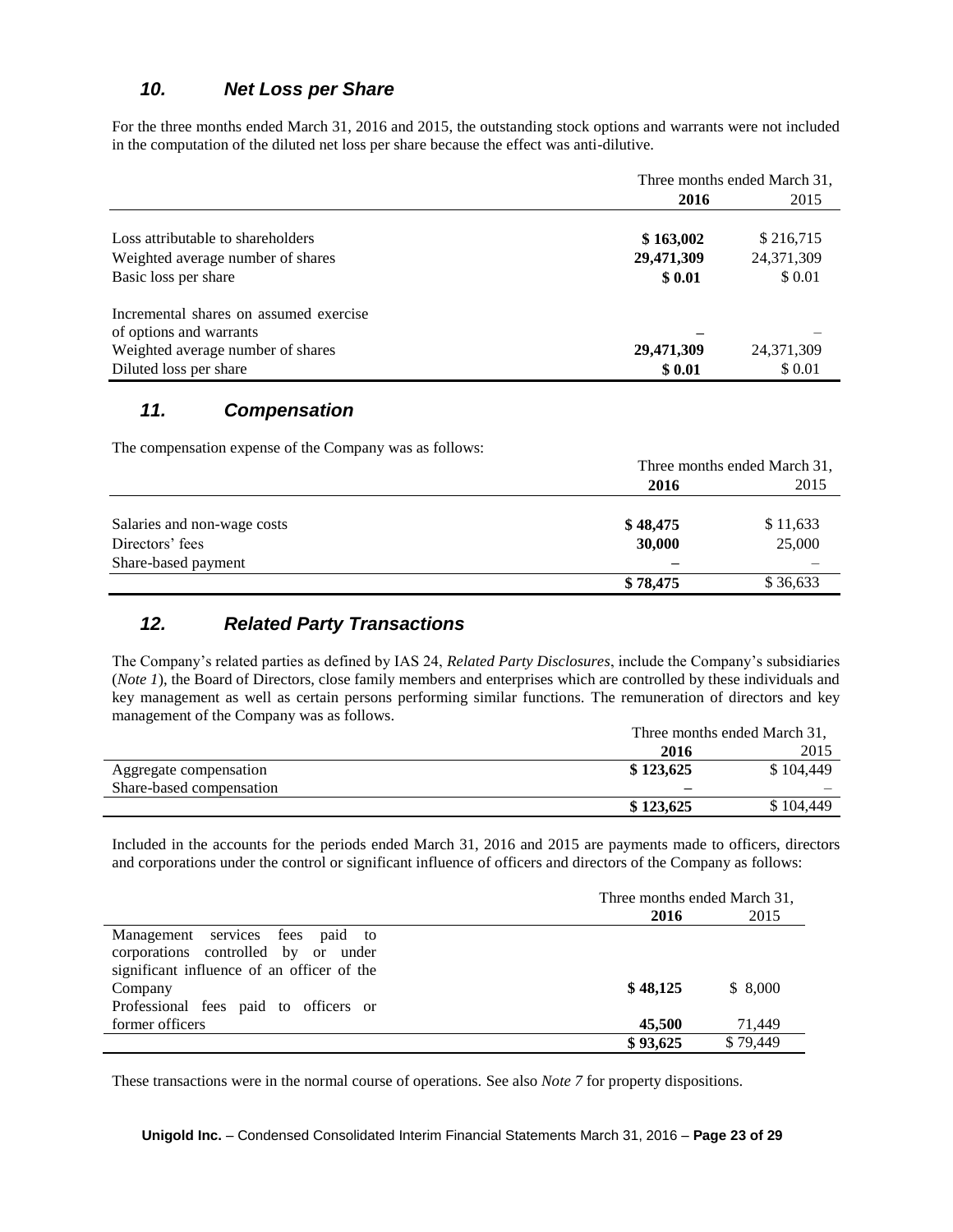## *10. Net Loss per Share*

For the three months ended March 31, 2016 and 2015, the outstanding stock options and warrants were not included in the computation of the diluted net loss per share because the effect was anti-dilutive.

| | Three months ended March 31, | |
|---|---|---|
| | **2016** | 2015 |
| Loss attributable to shareholders | **$ 163,002** | $ 216,715 |
| Weighted average number of shares | **29,471,309** | 24,371,309 |
| Basic loss per share | **$ 0.01** | $ 0.01 |
| Incremental shares on assumed exercise of options and warrants | **–** | – |
| Weighted average number of shares | **29,471,309** | 24,371,309 |
| Diluted loss per share | **$ 0.01** | $ 0.01 |

## *11. Compensation*

The compensation expense of the Company was as follows:

| | Three months ended March 31, | |
|---|---|---|
| | **2016** | 2015 |
| Salaries and non-wage costs | **$ 48,475** | $ 11,633 |
| Directors' fees | **30,000** | 25,000 |
| Share-based payment | **–** | – |
| | **$ 78,475** | $ 36,633 |

## *12. Related Party Transactions*

The Company's related parties as defined by IAS 24, *Related Party Disclosures*, include the Company's subsidiaries (*Note 1*), the Board of Directors, close family members and enterprises which are controlled by these individuals and key management as well as certain persons performing similar functions. The remuneration of directors and key management of the Company was as follows.

| | Three months ended March 31, | |
|---|---|---|
| | **2016** | 2015 |
| Aggregate compensation | **$ 123,625** | $ 104,449 |
| Share-based compensation | **–** | – |
| | **$ 123,625** | $ 104,449 |

Included in the accounts for the periods ended March 31, 2016 and 2015 are payments made to officers, directors and corporations under the control or significant influence of officers and directors of the Company as follows:

| | Three months ended March 31, | |
|---|---|---|
| | **2016** | 2015 |
| Management services fees paid to corporations controlled by or under significant influence of an officer of the Company | **$ 48,125** | $ 8,000 |
| Professional fees paid to officers or former officers | **45,500** | 71,449 |
| | **$ 93,625** | $ 79,449 |

These transactions were in the normal course of operations. See also *Note 7* for property dispositions.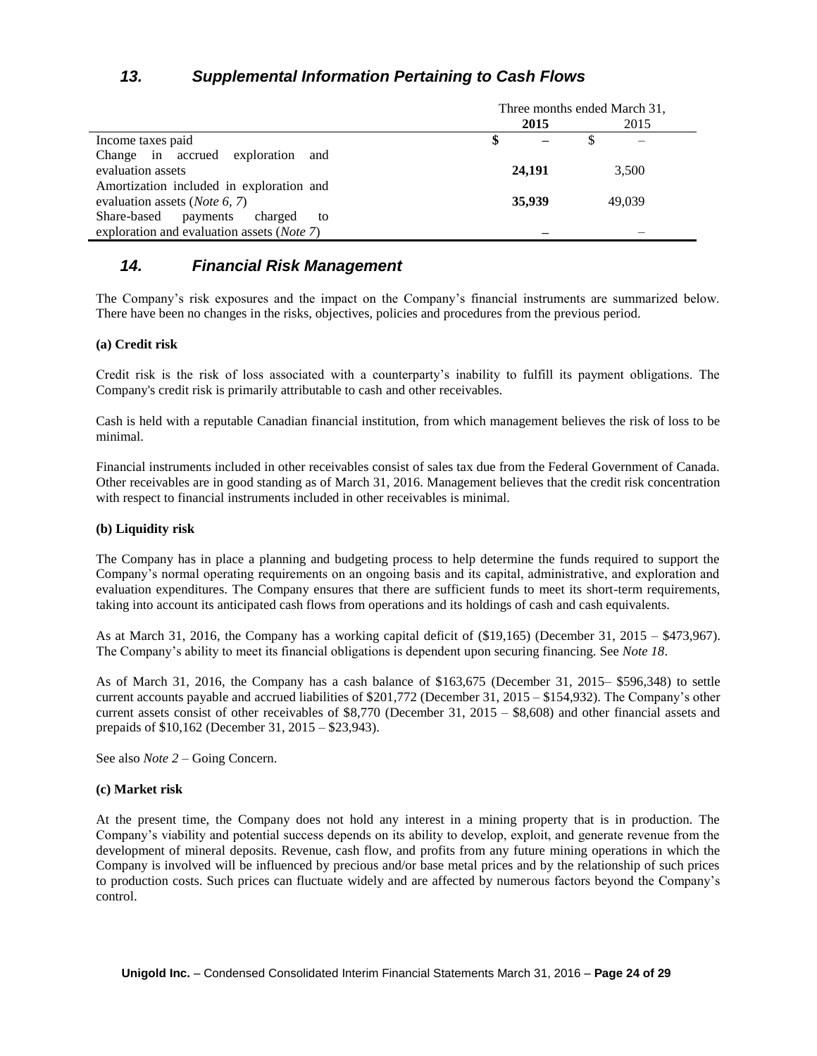## 13. Supplemental Information Pertaining to Cash Flows

| | Three months ended March 31, | |
|---|---|---|
| | **2015** | 2015 |
| Income taxes paid | **$ –** | $ – |
| Change in accrued exploration and evaluation assets | **24,191** | 3,500 |
| Amortization included in exploration and evaluation assets (*Note 6, 7*) | **35,939** | 49,039 |
| Share-based payments charged to exploration and evaluation assets (*Note 7*) | **–** | – |

## 14. Financial Risk Management

The Company's risk exposures and the impact on the Company's financial instruments are summarized below. There have been no changes in the risks, objectives, policies and procedures from the previous period.

**(a) Credit risk**

Credit risk is the risk of loss associated with a counterparty's inability to fulfill its payment obligations. The Company's credit risk is primarily attributable to cash and other receivables.

Cash is held with a reputable Canadian financial institution, from which management believes the risk of loss to be minimal.

Financial instruments included in other receivables consist of sales tax due from the Federal Government of Canada. Other receivables are in good standing as of March 31, 2016. Management believes that the credit risk concentration with respect to financial instruments included in other receivables is minimal.

**(b) Liquidity risk**

The Company has in place a planning and budgeting process to help determine the funds required to support the Company's normal operating requirements on an ongoing basis and its capital, administrative, and exploration and evaluation expenditures. The Company ensures that there are sufficient funds to meet its short-term requirements, taking into account its anticipated cash flows from operations and its holdings of cash and cash equivalents.

As at March 31, 2016, the Company has a working capital deficit of ($19,165) (December 31, 2015 – $473,967). The Company's ability to meet its financial obligations is dependent upon securing financing. See *Note 18*.

As of March 31, 2016, the Company has a cash balance of $163,675 (December 31, 2015– $596,348) to settle current accounts payable and accrued liabilities of $201,772 (December 31, 2015 – $154,932). The Company's other current assets consist of other receivables of $8,770 (December 31, 2015 – $8,608) and other financial assets and prepaids of $10,162 (December 31, 2015 – $23,943).

See also *Note 2* – Going Concern.

**(c) Market risk**

At the present time, the Company does not hold any interest in a mining property that is in production. The Company's viability and potential success depends on its ability to develop, exploit, and generate revenue from the development of mineral deposits. Revenue, cash flow, and profits from any future mining operations in which the Company is involved will be influenced by precious and/or base metal prices and by the relationship of such prices to production costs. Such prices can fluctuate widely and are affected by numerous factors beyond the Company's control.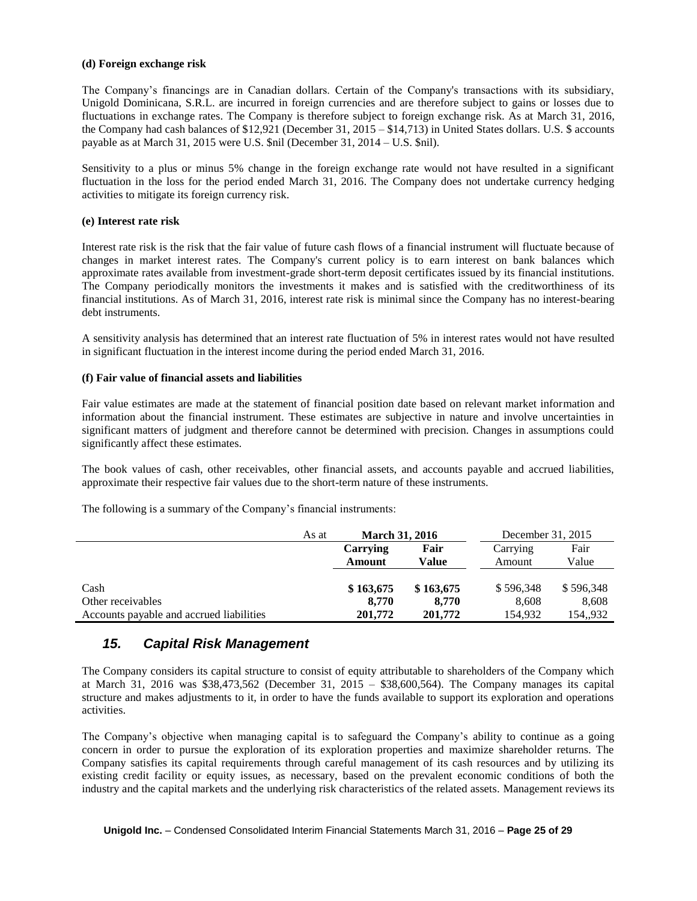**(d) Foreign exchange risk**

The Company's financings are in Canadian dollars. Certain of the Company's transactions with its subsidiary, Unigold Dominicana, S.R.L. are incurred in foreign currencies and are therefore subject to gains or losses due to fluctuations in exchange rates. The Company is therefore subject to foreign exchange risk. As at March 31, 2016, the Company had cash balances of $12,921 (December 31, 2015 – $14,713) in United States dollars. U.S. $ accounts payable as at March 31, 2015 were U.S. $nil (December 31, 2014 – U.S. $nil).

Sensitivity to a plus or minus 5% change in the foreign exchange rate would not have resulted in a significant fluctuation in the loss for the period ended March 31, 2016. The Company does not undertake currency hedging activities to mitigate its foreign currency risk.

**(e) Interest rate risk**

Interest rate risk is the risk that the fair value of future cash flows of a financial instrument will fluctuate because of changes in market interest rates. The Company's current policy is to earn interest on bank balances which approximate rates available from investment-grade short-term deposit certificates issued by its financial institutions. The Company periodically monitors the investments it makes and is satisfied with the creditworthiness of its financial institutions. As of March 31, 2016, interest rate risk is minimal since the Company has no interest-bearing debt instruments.

A sensitivity analysis has determined that an interest rate fluctuation of 5% in interest rates would not have resulted in significant fluctuation in the interest income during the period ended March 31, 2016.

**(f) Fair value of financial assets and liabilities**

Fair value estimates are made at the statement of financial position date based on relevant market information and information about the financial instrument. These estimates are subjective in nature and involve uncertainties in significant matters of judgment and therefore cannot be determined with precision. Changes in assumptions could significantly affect these estimates.

The book values of cash, other receivables, other financial assets, and accounts payable and accrued liabilities, approximate their respective fair values due to the short-term nature of these instruments.

The following is a summary of the Company's financial instruments:

| As at | **March 31, 2016** | | December 31, 2015 | |
|---|---|---|---|---|
| | **Carrying Amount** | **Fair Value** | Carrying Amount | Fair Value |
| Cash | **$ 163,675** | **$ 163,675** | $ 596,348 | $ 596,348 |
| Other receivables | **8,770** | **8,770** | 8,608 | 8,608 |
| Accounts payable and accrued liabilities | **201,772** | **201,772** | 154,932 | 154,,932 |

## *15. Capital Risk Management*

The Company considers its capital structure to consist of equity attributable to shareholders of the Company which at March 31, 2016 was $38,473,562 (December 31, 2015 – $38,600,564). The Company manages its capital structure and makes adjustments to it, in order to have the funds available to support its exploration and operations activities.

The Company's objective when managing capital is to safeguard the Company's ability to continue as a going concern in order to pursue the exploration of its exploration properties and maximize shareholder returns. The Company satisfies its capital requirements through careful management of its cash resources and by utilizing its existing credit facility or equity issues, as necessary, based on the prevalent economic conditions of both the industry and the capital markets and the underlying risk characteristics of the related assets. Management reviews its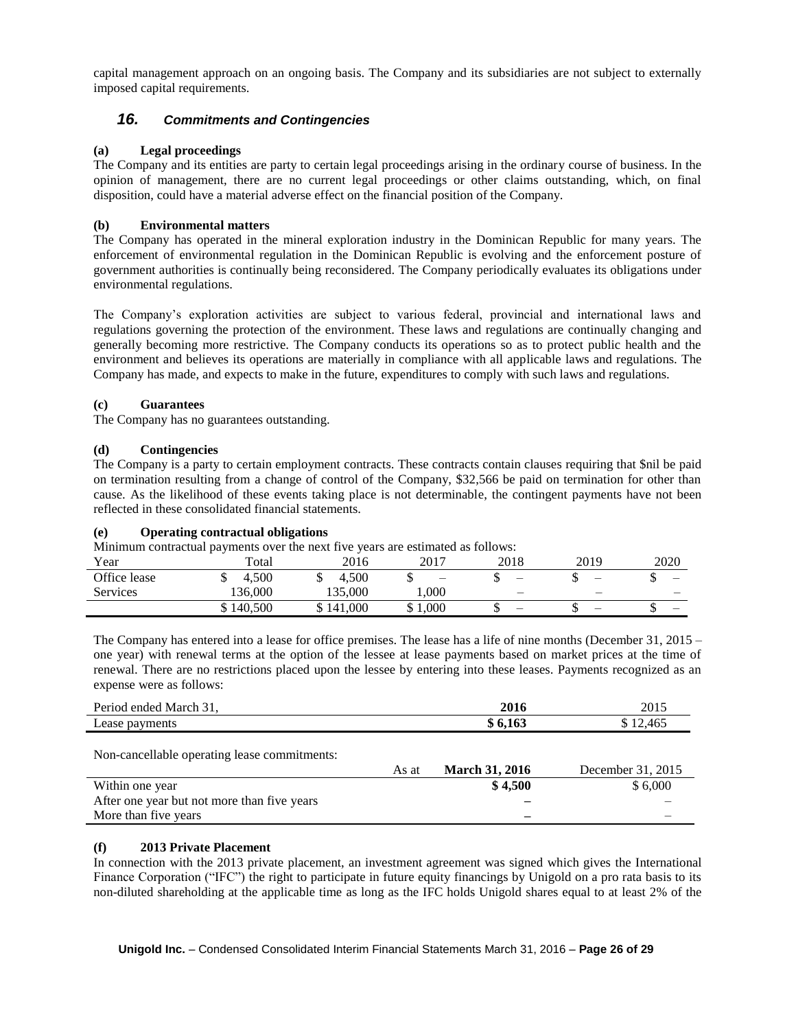capital management approach on an ongoing basis. The Company and its subsidiaries are not subject to externally imposed capital requirements.

## 16. *Commitments and Contingencies*

### (a) Legal proceedings

The Company and its entities are party to certain legal proceedings arising in the ordinary course of business. In the opinion of management, there are no current legal proceedings or other claims outstanding, which, on final disposition, could have a material adverse effect on the financial position of the Company.

### (b) Environmental matters

The Company has operated in the mineral exploration industry in the Dominican Republic for many years. The enforcement of environmental regulation in the Dominican Republic is evolving and the enforcement posture of government authorities is continually being reconsidered. The Company periodically evaluates its obligations under environmental regulations.

The Company's exploration activities are subject to various federal, provincial and international laws and regulations governing the protection of the environment. These laws and regulations are continually changing and generally becoming more restrictive. The Company conducts its operations so as to protect public health and the environment and believes its operations are materially in compliance with all applicable laws and regulations. The Company has made, and expects to make in the future, expenditures to comply with such laws and regulations.

### (c) Guarantees

The Company has no guarantees outstanding.

### (d) Contingencies

The Company is a party to certain employment contracts. These contracts contain clauses requiring that $nil be paid on termination resulting from a change of control of the Company, $32,566 be paid on termination for other than cause. As the likelihood of these events taking place is not determinable, the contingent payments have not been reflected in these consolidated financial statements.

### (e) Operating contractual obligations

Minimum contractual payments over the next five years are estimated as follows:

| Year | Total | 2016 | 2017 | 2018 | 2019 | 2020 |
|---|---|---|---|---|---|---|
| Office lease | $ 4,500 | $ 4,500 | $ – | $ – | $ – | $ – |
| Services | 136,000 | 135,000 | 1,000 | – | – | – |
| | $ 140,500 | $ 141,000 | $ 1,000 | $ – | $ – | $ – |

The Company has entered into a lease for office premises. The lease has a life of nine months (December 31, 2015 – one year) with renewal terms at the option of the lessee at lease payments based on market prices at the time of renewal. There are no restrictions placed upon the lessee by entering into these leases. Payments recognized as an expense were as follows:

| Period ended March 31, | **2016** | 2015 |
|---|---|---|
| Lease payments | **$ 6,163** | $ 12,465 |

Non-cancellable operating lease commitments:

| As at | **March 31, 2016** | December 31, 2015 |
|---|---|---|
| Within one year | **$ 4,500** | $ 6,000 |
| After one year but not more than five years | **–** | – |
| More than five years | **–** | – |

### (f) 2013 Private Placement

In connection with the 2013 private placement, an investment agreement was signed which gives the International Finance Corporation ("IFC") the right to participate in future equity financings by Unigold on a pro rata basis to its non-diluted shareholding at the applicable time as long as the IFC holds Unigold shares equal to at least 2% of the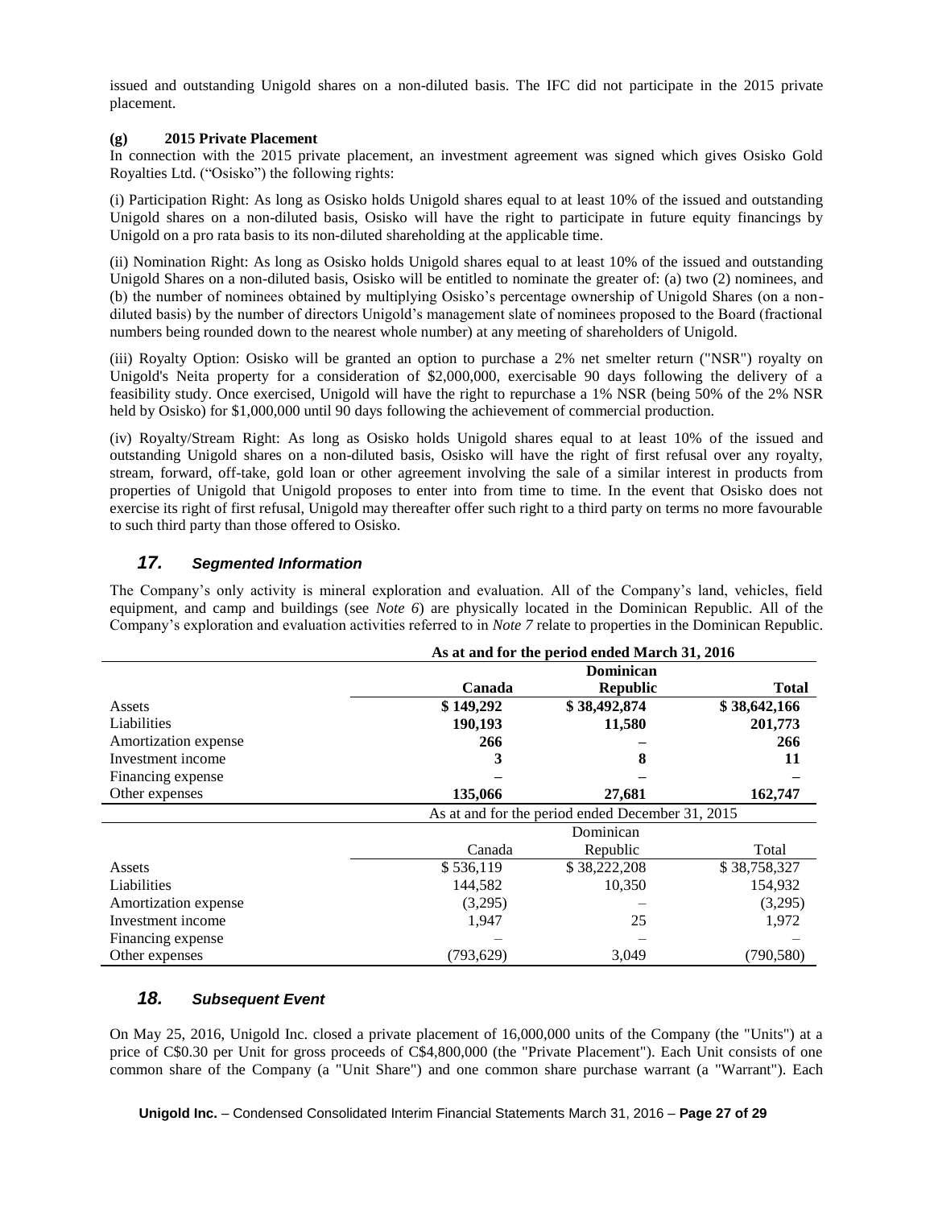issued and outstanding Unigold shares on a non-diluted basis. The IFC did not participate in the 2015 private placement.

**(g) 2015 Private Placement**

In connection with the 2015 private placement, an investment agreement was signed which gives Osisko Gold Royalties Ltd. ("Osisko") the following rights:

(i) Participation Right: As long as Osisko holds Unigold shares equal to at least 10% of the issued and outstanding Unigold shares on a non-diluted basis, Osisko will have the right to participate in future equity financings by Unigold on a pro rata basis to its non-diluted shareholding at the applicable time.

(ii) Nomination Right: As long as Osisko holds Unigold shares equal to at least 10% of the issued and outstanding Unigold Shares on a non-diluted basis, Osisko will be entitled to nominate the greater of: (a) two (2) nominees, and (b) the number of nominees obtained by multiplying Osisko's percentage ownership of Unigold Shares (on a non-diluted basis) by the number of directors Unigold's management slate of nominees proposed to the Board (fractional numbers being rounded down to the nearest whole number) at any meeting of shareholders of Unigold.

(iii) Royalty Option: Osisko will be granted an option to purchase a 2% net smelter return ("NSR") royalty on Unigold's Neita property for a consideration of $2,000,000, exercisable 90 days following the delivery of a feasibility study. Once exercised, Unigold will have the right to repurchase a 1% NSR (being 50% of the 2% NSR held by Osisko) for $1,000,000 until 90 days following the achievement of commercial production.

(iv) Royalty/Stream Right: As long as Osisko holds Unigold shares equal to at least 10% of the issued and outstanding Unigold shares on a non-diluted basis, Osisko will have the right of first refusal over any royalty, stream, forward, off-take, gold loan or other agreement involving the sale of a similar interest in products from properties of Unigold that Unigold proposes to enter into from time to time. In the event that Osisko does not exercise its right of first refusal, Unigold may thereafter offer such right to a third party on terms no more favourable to such third party than those offered to Osisko.

## *17. Segmented Information*

The Company's only activity is mineral exploration and evaluation. All of the Company's land, vehicles, field equipment, and camp and buildings (see *Note 6*) are physically located in the Dominican Republic. All of the Company's exploration and evaluation activities referred to in *Note 7* relate to properties in the Dominican Republic.

| | **As at and for the period ended March 31, 2016** | | |
|---|---|---|---|
| | **Canada** | **Dominican Republic** | **Total** |
| Assets | **$ 149,292** | **$ 38,492,874** | **$ 38,642,166** |
| Liabilities | **190,193** | **11,580** | **201,773** |
| Amortization expense | **266** | **–** | **266** |
| Investment income | **3** | **8** | **11** |
| Financing expense | **–** | **–** | **–** |
| Other expenses | **135,066** | **27,681** | **162,747** |
| | As at and for the period ended December 31, 2015 | | |
| | Canada | Dominican Republic | Total |
| Assets | $ 536,119 | $ 38,222,208 | $ 38,758,327 |
| Liabilities | 144,582 | 10,350 | 154,932 |
| Amortization expense | (3,295) | – | (3,295) |
| Investment income | 1,947 | 25 | 1,972 |
| Financing expense | – | – | – |
| Other expenses | (793,629) | 3,049 | (790,580) |

## *18. Subsequent Event*

On May 25, 2016, Unigold Inc. closed a private placement of 16,000,000 units of the Company (the "Units") at a price of C$0.30 per Unit for gross proceeds of C$4,800,000 (the "Private Placement"). Each Unit consists of one common share of the Company (a "Unit Share") and one common share purchase warrant (a "Warrant"). Each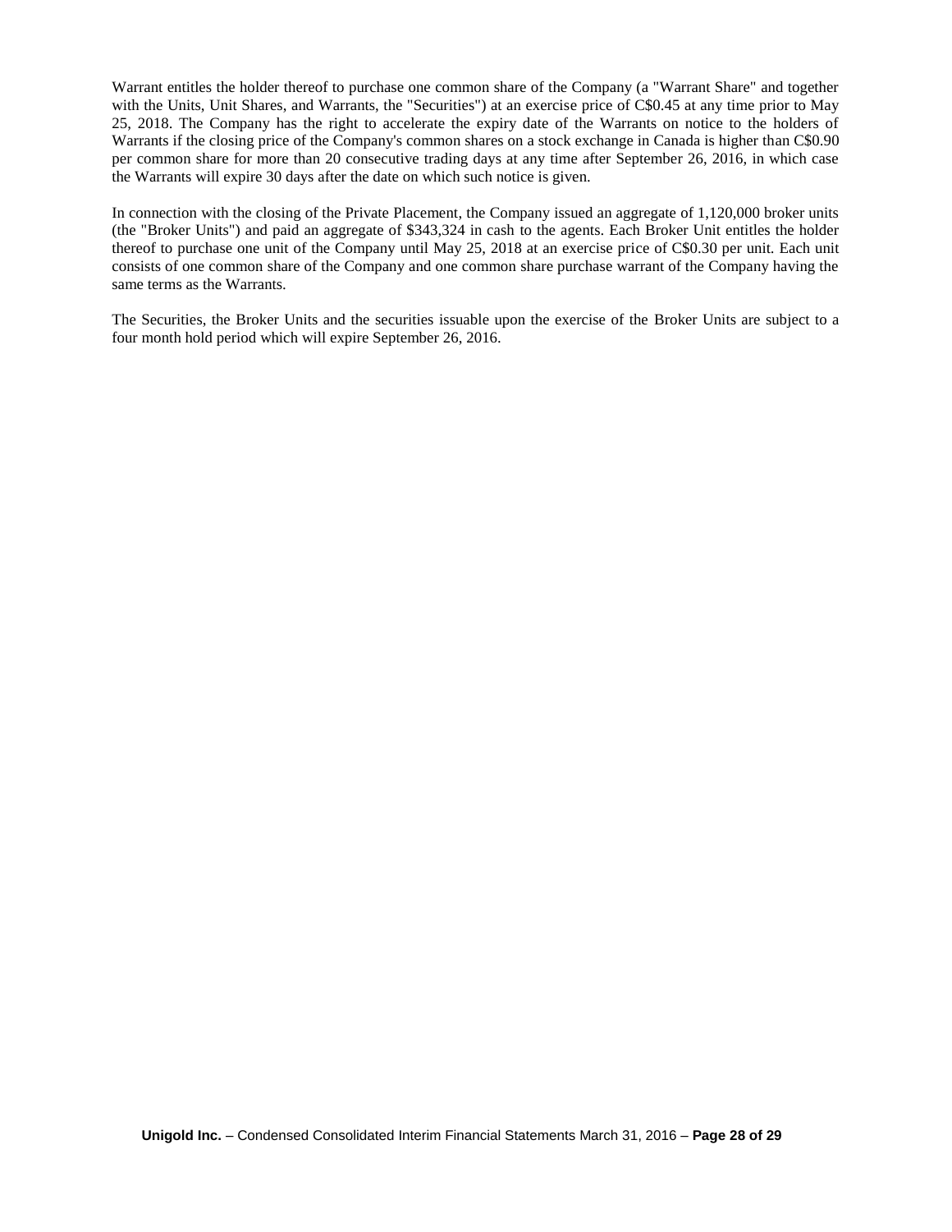Warrant entitles the holder thereof to purchase one common share of the Company (a "Warrant Share" and together with the Units, Unit Shares, and Warrants, the "Securities") at an exercise price of C$0.45 at any time prior to May 25, 2018. The Company has the right to accelerate the expiry date of the Warrants on notice to the holders of Warrants if the closing price of the Company's common shares on a stock exchange in Canada is higher than C$0.90 per common share for more than 20 consecutive trading days at any time after September 26, 2016, in which case the Warrants will expire 30 days after the date on which such notice is given.

In connection with the closing of the Private Placement, the Company issued an aggregate of 1,120,000 broker units (the "Broker Units") and paid an aggregate of $343,324 in cash to the agents. Each Broker Unit entitles the holder thereof to purchase one unit of the Company until May 25, 2018 at an exercise price of C$0.30 per unit. Each unit consists of one common share of the Company and one common share purchase warrant of the Company having the same terms as the Warrants.

The Securities, the Broker Units and the securities issuable upon the exercise of the Broker Units are subject to a four month hold period which will expire September 26, 2016.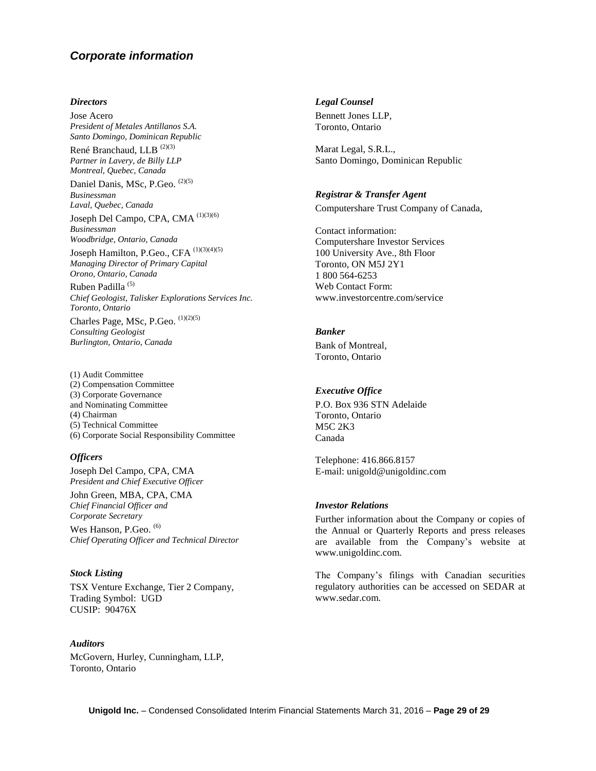# *Corporate information*

### *Directors*

Jose Acero
*President of Metales Antillanos S.A.*
*Santo Domingo, Dominican Republic*

René Branchaud, LLB (2)(3)
*Partner in Lavery, de Billy LLP*
*Montreal, Quebec, Canada*

Daniel Danis, MSc, P.Geo. (2)(5)
*Businessman*
*Laval, Quebec, Canada*

Joseph Del Campo, CPA, CMA (1)(3)(6)
*Businessman*
*Woodbridge, Ontario, Canada*

Joseph Hamilton, P.Geo., CFA (1)(3)(4)(5)
*Managing Director of Primary Capital*
*Orono, Ontario, Canada*

Ruben Padilla (5)
*Chief Geologist, Talisker Explorations Services Inc.*
*Toronto, Ontario*

Charles Page, MSc, P.Geo. (1)(2)(5)
*Consulting Geologist*
*Burlington, Ontario, Canada*

(1) Audit Committee
(2) Compensation Committee
(3) Corporate Governance
and Nominating Committee
(4) Chairman
(5) Technical Committee
(6) Corporate Social Responsibility Committee

### *Officers*

Joseph Del Campo, CPA, CMA
*President and Chief Executive Officer*

John Green, MBA, CPA, CMA
*Chief Financial Officer and*
*Corporate Secretary*

Wes Hanson, P.Geo. (6)
*Chief Operating Officer and Technical Director*

### *Stock Listing*

TSX Venture Exchange, Tier 2 Company,
Trading Symbol: UGD
CUSIP: 90476X

### *Auditors*

McGovern, Hurley, Cunningham, LLP,
Toronto, Ontario

### *Legal Counsel*

Bennett Jones LLP,
Toronto, Ontario

Marat Legal, S.R.L.,
Santo Domingo, Dominican Republic

### *Registrar & Transfer Agent*

Computershare Trust Company of Canada,

Contact information:
Computershare Investor Services
100 University Ave., 8th Floor
Toronto, ON M5J 2Y1
1 800 564-6253
Web Contact Form:
www.investorcentre.com/service

### *Banker*

Bank of Montreal,
Toronto, Ontario

### *Executive Office*

P.O. Box 936 STN Adelaide
Toronto, Ontario
M5C 2K3
Canada

Telephone: 416.866.8157
E-mail: unigold@unigoldinc.com

### *Investor Relations*

Further information about the Company or copies of the Annual or Quarterly Reports and press releases are available from the Company's website at www.unigoldinc.com.

The Company's filings with Canadian securities regulatory authorities can be accessed on SEDAR at www.sedar.com.